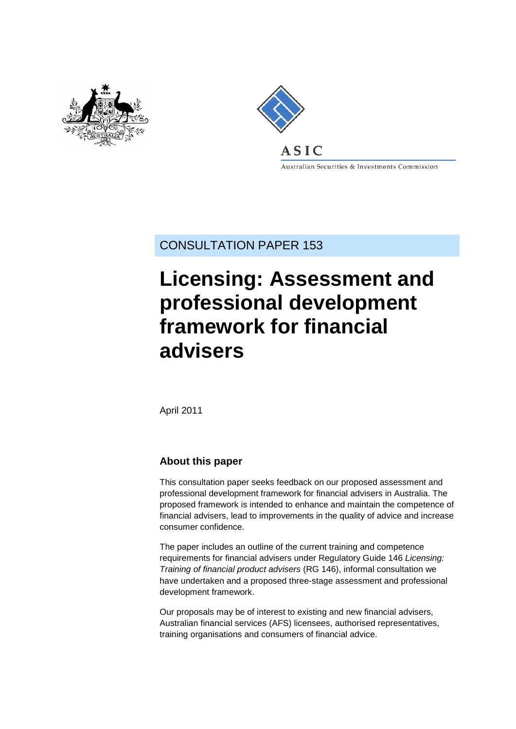ASIC

Australian Securities & Investments Commission

CONSULTATION PAPER 153

# Licensing: Assessment and professional development framework for financial advisers

April 2011

## About this paper

This consultation paper seeks feedback on our proposed assessment and professional development framework for financial advisers in Australia. The proposed framework is intended to enhance and maintain the competence of financial advisers, lead to improvements in the quality of advice and increase consumer confidence.

The paper includes an outline of the current training and competence requirements for financial advisers under Regulatory Guide 146 *Licensing: Training of financial product advisers* (RG 146), informal consultation we have undertaken and a proposed three-stage assessment and professional development framework.

Our proposals may be of interest to existing and new financial advisers, Australian financial services (AFS) licensees, authorised representatives, training organisations and consumers of financial advice.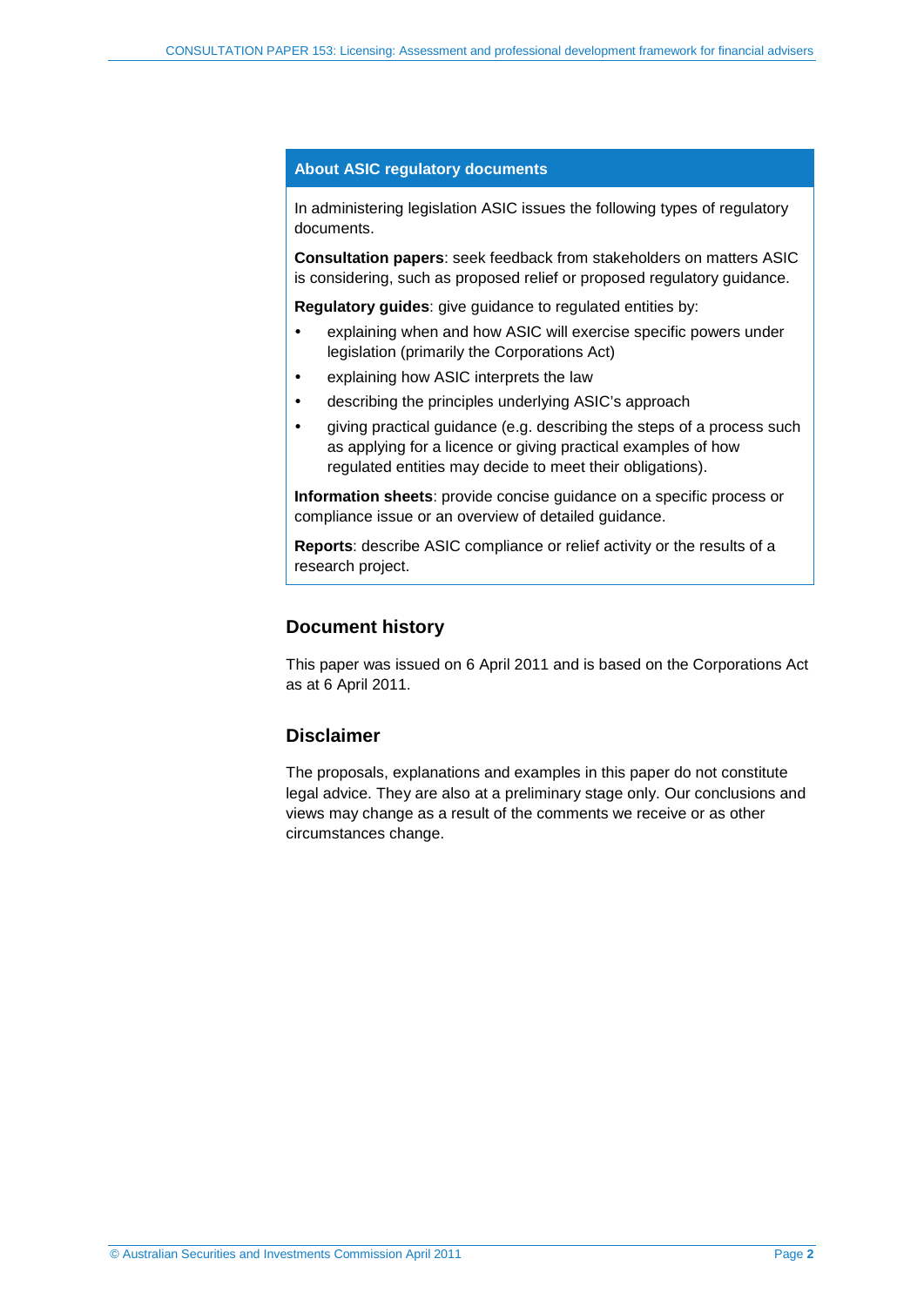## About ASIC regulatory documents

In administering legislation ASIC issues the following types of regulatory documents.

**Consultation papers**: seek feedback from stakeholders on matters ASIC is considering, such as proposed relief or proposed regulatory guidance.

**Regulatory guides**: give guidance to regulated entities by:

- explaining when and how ASIC will exercise specific powers under legislation (primarily the Corporations Act)
- explaining how ASIC interprets the law
- describing the principles underlying ASIC's approach
- giving practical guidance (e.g. describing the steps of a process such as applying for a licence or giving practical examples of how regulated entities may decide to meet their obligations).

**Information sheets**: provide concise guidance on a specific process or compliance issue or an overview of detailed guidance.

**Reports**: describe ASIC compliance or relief activity or the results of a research project.

## Document history

This paper was issued on 6 April 2011 and is based on the Corporations Act as at 6 April 2011.

## Disclaimer

The proposals, explanations and examples in this paper do not constitute legal advice. They are also at a preliminary stage only. Our conclusions and views may change as a result of the comments we receive or as other circumstances change.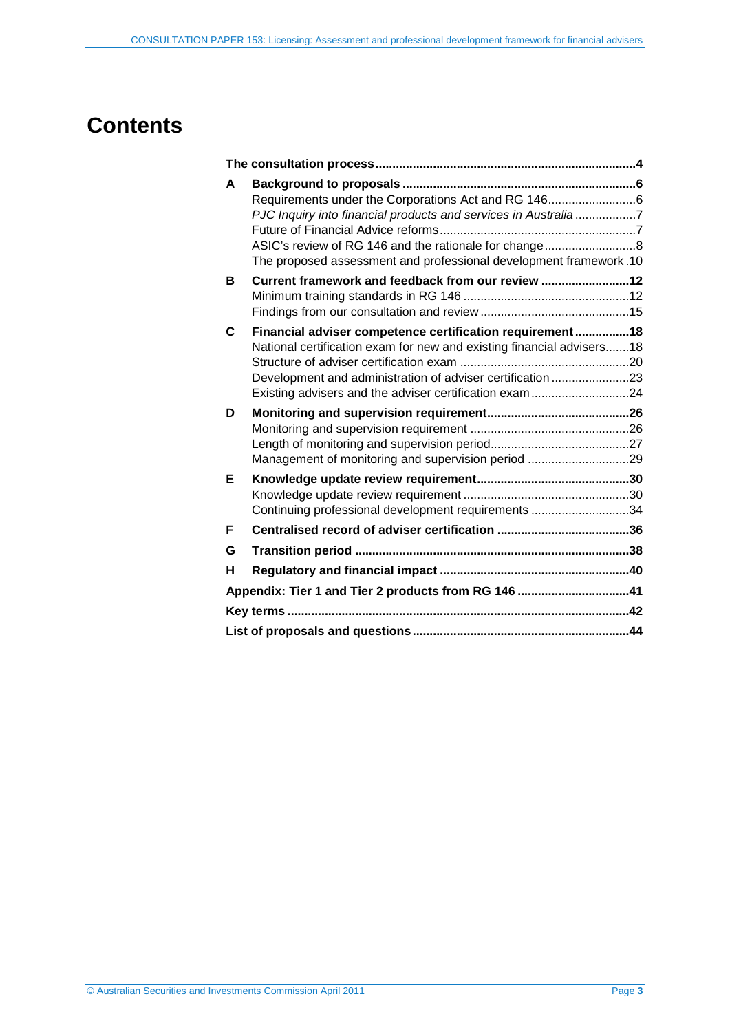# Contents

| | | |
|---|---|---|
| **The consultation process** | | **4** |
| **A** | **Background to proposals** | **6** |
| | Requirements under the Corporations Act and RG 146 | 6 |
| | *PJC Inquiry into financial products and services in Australia* | 7 |
| | Future of Financial Advice reforms | 7 |
| | ASIC's review of RG 146 and the rationale for change | 8 |
| | The proposed assessment and professional development framework | 10 |
| **B** | **Current framework and feedback from our review** | **12** |
| | Minimum training standards in RG 146 | 12 |
| | Findings from our consultation and review | 15 |
| **C** | **Financial adviser competence certification requirement** | **18** |
| | National certification exam for new and existing financial advisers | 18 |
| | Structure of adviser certification exam | 20 |
| | Development and administration of adviser certification | 23 |
| | Existing advisers and the adviser certification exam | 24 |
| **D** | **Monitoring and supervision requirement** | **26** |
| | Monitoring and supervision requirement | 26 |
| | Length of monitoring and supervision period | 27 |
| | Management of monitoring and supervision period | 29 |
| **E** | **Knowledge update review requirement** | **30** |
| | Knowledge update review requirement | 30 |
| | Continuing professional development requirements | 34 |
| **F** | **Centralised record of adviser certification** | **36** |
| **G** | **Transition period** | **38** |
| **H** | **Regulatory and financial impact** | **40** |
| **Appendix: Tier 1 and Tier 2 products from RG 146** | | **41** |
| **Key terms** | | **42** |
| **List of proposals and questions** | | **44** |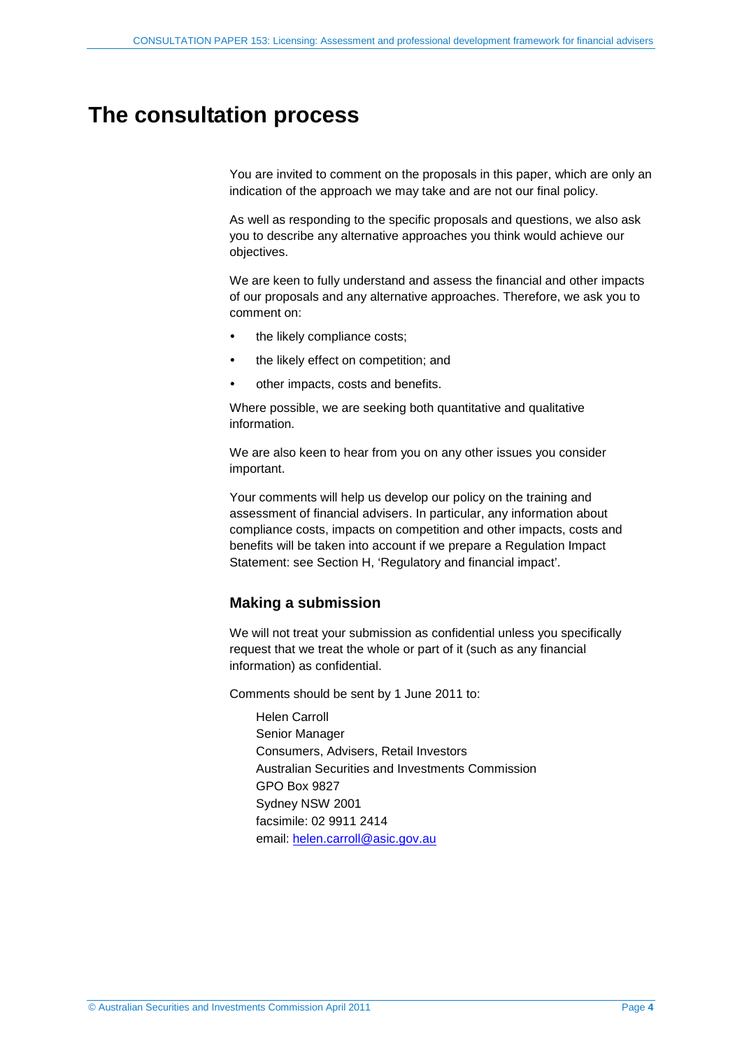# The consultation process

You are invited to comment on the proposals in this paper, which are only an indication of the approach we may take and are not our final policy.

As well as responding to the specific proposals and questions, we also ask you to describe any alternative approaches you think would achieve our objectives.

We are keen to fully understand and assess the financial and other impacts of our proposals and any alternative approaches. Therefore, we ask you to comment on:

- the likely compliance costs;
- the likely effect on competition; and
- other impacts, costs and benefits.

Where possible, we are seeking both quantitative and qualitative information.

We are also keen to hear from you on any other issues you consider important.

Your comments will help us develop our policy on the training and assessment of financial advisers. In particular, any information about compliance costs, impacts on competition and other impacts, costs and benefits will be taken into account if we prepare a Regulation Impact Statement: see Section H, 'Regulatory and financial impact'.

## Making a submission

We will not treat your submission as confidential unless you specifically request that we treat the whole or part of it (such as any financial information) as confidential.

Comments should be sent by 1 June 2011 to:

Helen Carroll
Senior Manager
Consumers, Advisers, Retail Investors
Australian Securities and Investments Commission
GPO Box 9827
Sydney NSW 2001
facsimile: 02 9911 2414
email: helen.carroll@asic.gov.au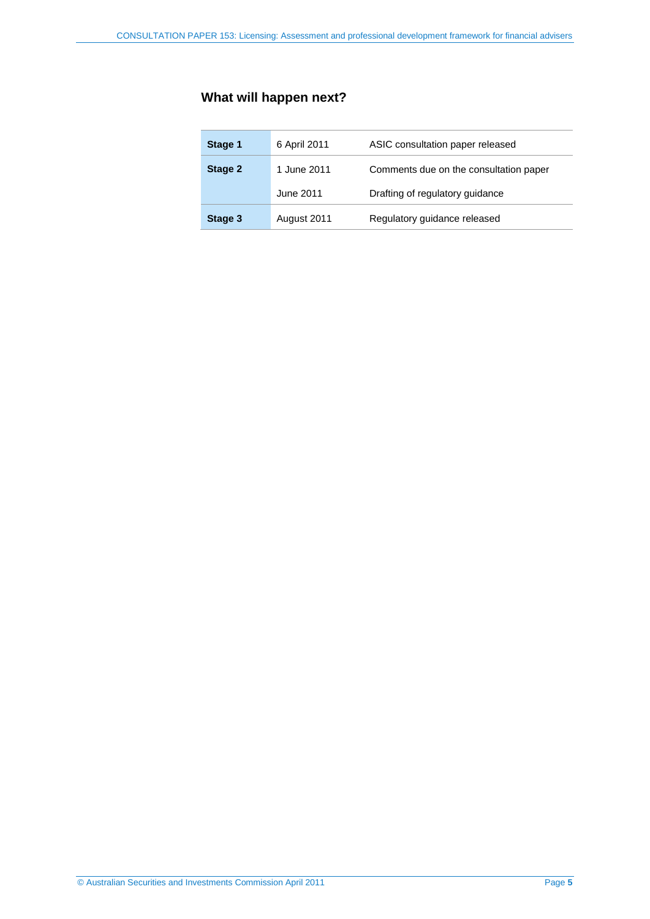## What will happen next?

| | | |
|---|---|---|
| **Stage 1** | 6 April 2011 | ASIC consultation paper released |
| **Stage 2** | 1 June 2011 | Comments due on the consultation paper |
| | June 2011 | Drafting of regulatory guidance |
| **Stage 3** | August 2011 | Regulatory guidance released |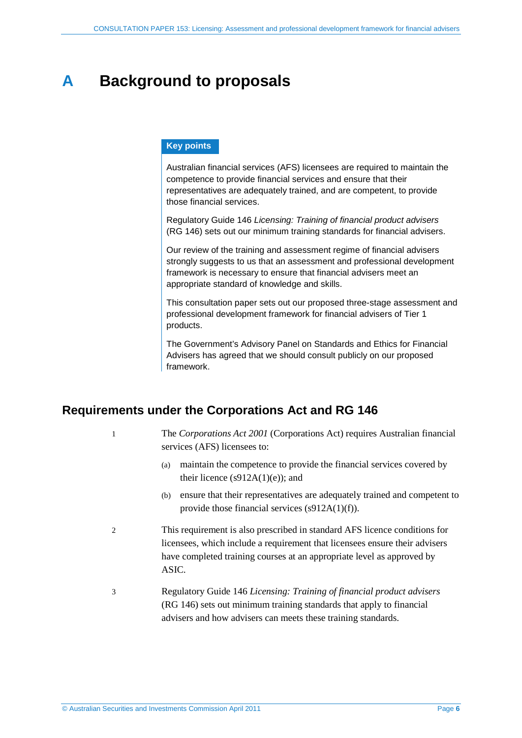# A Background to proposals

**Key points**

Australian financial services (AFS) licensees are required to maintain the competence to provide financial services and ensure that their representatives are adequately trained, and are competent, to provide those financial services.

Regulatory Guide 146 *Licensing: Training of financial product advisers* (RG 146) sets out our minimum training standards for financial advisers.

Our review of the training and assessment regime of financial advisers strongly suggests to us that an assessment and professional development framework is necessary to ensure that financial advisers meet an appropriate standard of knowledge and skills.

This consultation paper sets out our proposed three-stage assessment and professional development framework for financial advisers of Tier 1 products.

The Government's Advisory Panel on Standards and Ethics for Financial Advisers has agreed that we should consult publicly on our proposed framework.

## Requirements under the Corporations Act and RG 146

1 The *Corporations Act 2001* (Corporations Act) requires Australian financial services (AFS) licensees to:

(a) maintain the competence to provide the financial services covered by their licence (s912A(1)(e)); and

(b) ensure that their representatives are adequately trained and competent to provide those financial services (s912A(1)(f)).

2 This requirement is also prescribed in standard AFS licence conditions for licensees, which include a requirement that licensees ensure their advisers have completed training courses at an appropriate level as approved by ASIC.

3 Regulatory Guide 146 *Licensing: Training of financial product advisers* (RG 146) sets out minimum training standards that apply to financial advisers and how advisers can meets these training standards.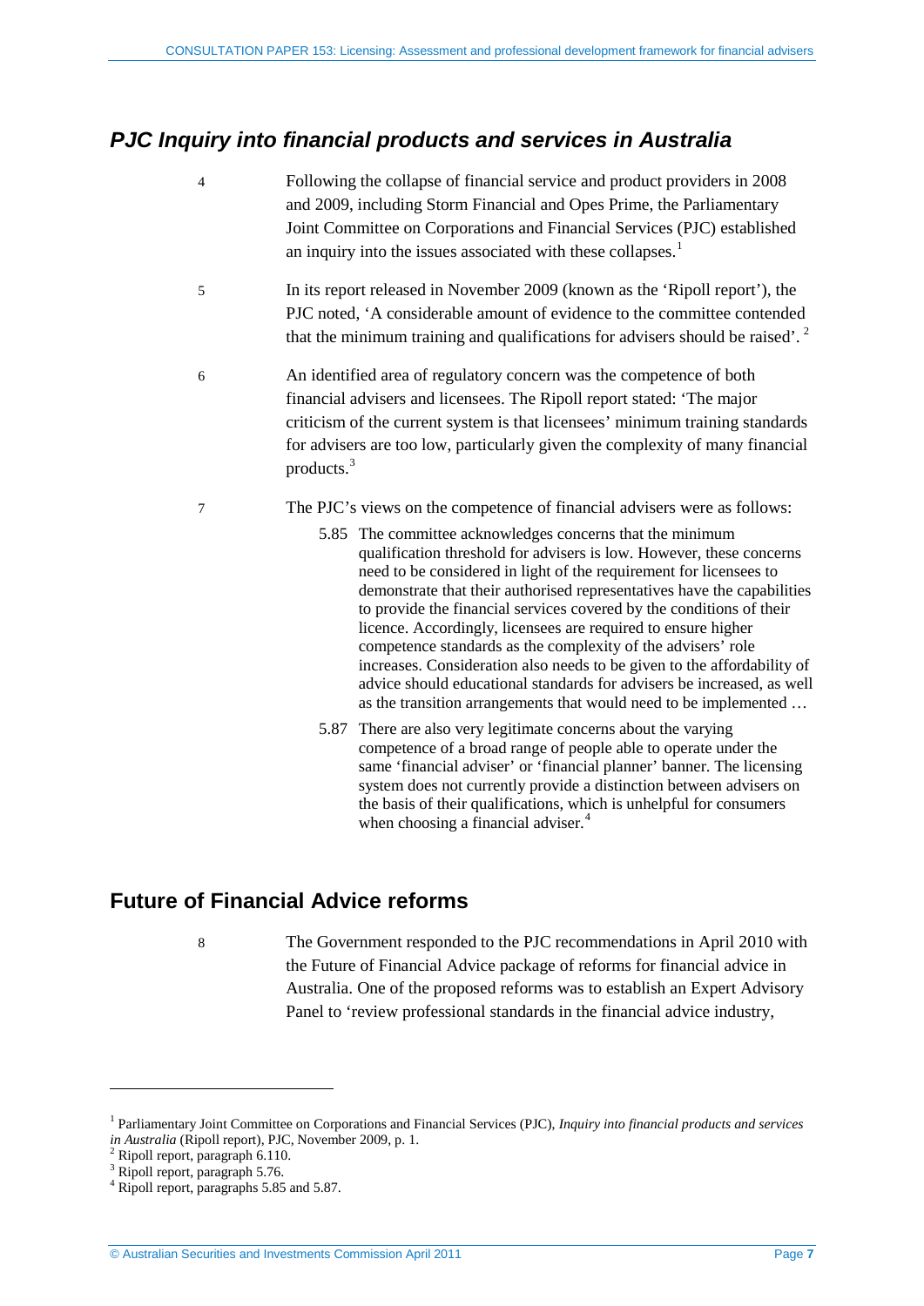## *PJC Inquiry into financial products and services in Australia*

4 Following the collapse of financial service and product providers in 2008 and 2009, including Storm Financial and Opes Prime, the Parliamentary Joint Committee on Corporations and Financial Services (PJC) established an inquiry into the issues associated with these collapses.[1]

5 In its report released in November 2009 (known as the 'Ripoll report'), the PJC noted, 'A considerable amount of evidence to the committee contended that the minimum training and qualifications for advisers should be raised'.[2]

6 An identified area of regulatory concern was the competence of both financial advisers and licensees. The Ripoll report stated: 'The major criticism of the current system is that licensees' minimum training standards for advisers are too low, particularly given the complexity of many financial products.[3]

7 The PJC's views on the competence of financial advisers were as follows:

> 5.85 The committee acknowledges concerns that the minimum qualification threshold for advisers is low. However, these concerns need to be considered in light of the requirement for licensees to demonstrate that their authorised representatives have the capabilities to provide the financial services covered by the conditions of their licence. Accordingly, licensees are required to ensure higher competence standards as the complexity of the advisers' role increases. Consideration also needs to be given to the affordability of advice should educational standards for advisers be increased, as well as the transition arrangements that would need to be implemented …
>
> 5.87 There are also very legitimate concerns about the varying competence of a broad range of people able to operate under the same 'financial adviser' or 'financial planner' banner. The licensing system does not currently provide a distinction between advisers on the basis of their qualifications, which is unhelpful for consumers when choosing a financial adviser.[4]

## Future of Financial Advice reforms

8 The Government responded to the PJC recommendations in April 2010 with the Future of Financial Advice package of reforms for financial advice in Australia. One of the proposed reforms was to establish an Expert Advisory Panel to 'review professional standards in the financial advice industry,

---

[1] Parliamentary Joint Committee on Corporations and Financial Services (PJC), *Inquiry into financial products and services in Australia* (Ripoll report), PJC, November 2009, p. 1.

[2] Ripoll report, paragraph 6.110.

[3] Ripoll report, paragraph 5.76.

[4] Ripoll report, paragraphs 5.85 and 5.87.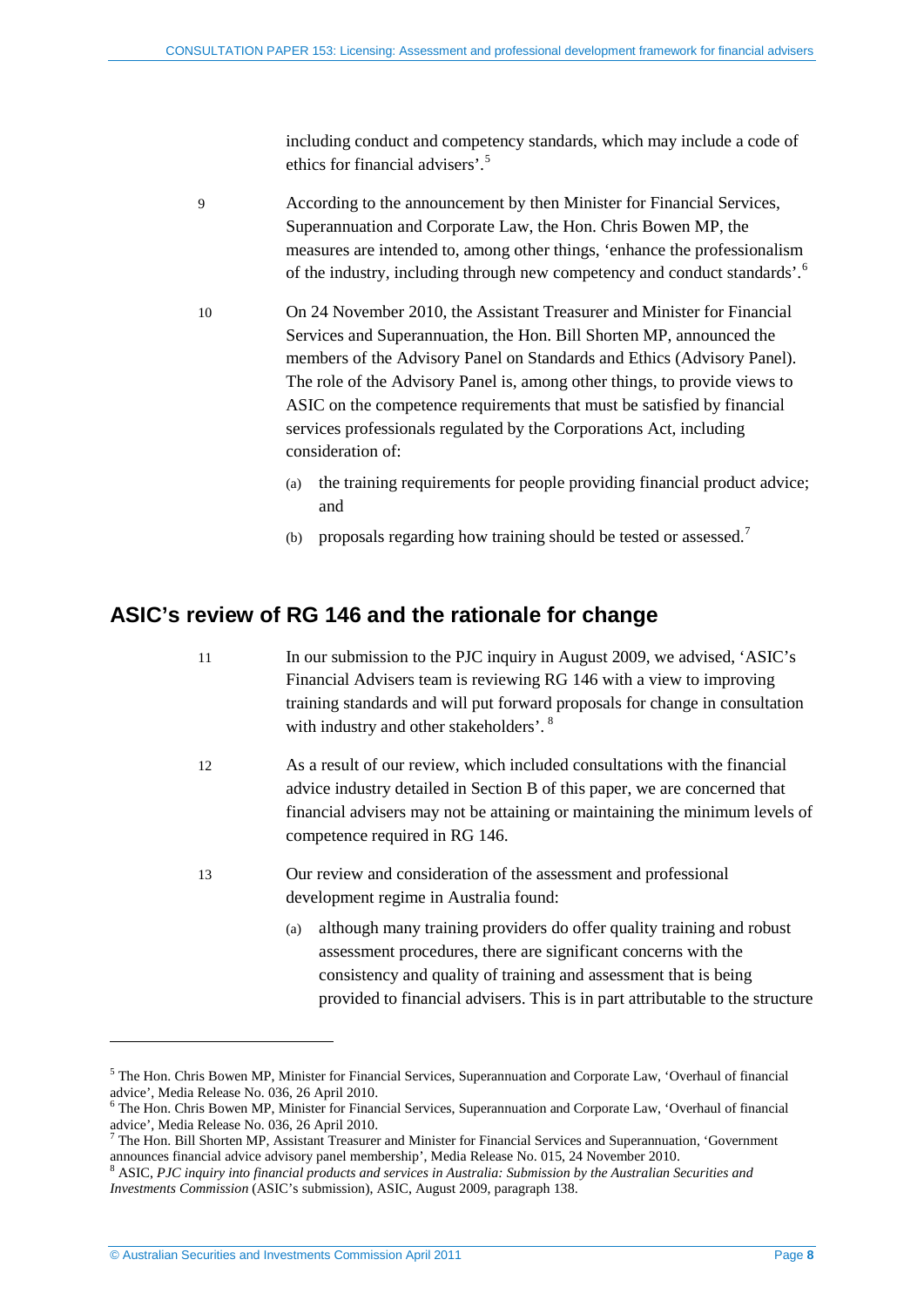including conduct and competency standards, which may include a code of ethics for financial advisers'.[5]

9 According to the announcement by then Minister for Financial Services, Superannuation and Corporate Law, the Hon. Chris Bowen MP, the measures are intended to, among other things, 'enhance the professionalism of the industry, including through new competency and conduct standards'.[6]

10 On 24 November 2010, the Assistant Treasurer and Minister for Financial Services and Superannuation, the Hon. Bill Shorten MP, announced the members of the Advisory Panel on Standards and Ethics (Advisory Panel). The role of the Advisory Panel is, among other things, to provide views to ASIC on the competence requirements that must be satisfied by financial services professionals regulated by the Corporations Act, including consideration of:

(a) the training requirements for people providing financial product advice; and

(b) proposals regarding how training should be tested or assessed.[7]

## ASIC's review of RG 146 and the rationale for change

11 In our submission to the PJC inquiry in August 2009, we advised, 'ASIC's Financial Advisers team is reviewing RG 146 with a view to improving training standards and will put forward proposals for change in consultation with industry and other stakeholders'.[8]

12 As a result of our review, which included consultations with the financial advice industry detailed in Section B of this paper, we are concerned that financial advisers may not be attaining or maintaining the minimum levels of competence required in RG 146.

13 Our review and consideration of the assessment and professional development regime in Australia found:

(a) although many training providers do offer quality training and robust assessment procedures, there are significant concerns with the consistency and quality of training and assessment that is being provided to financial advisers. This is in part attributable to the structure

---

[5] The Hon. Chris Bowen MP, Minister for Financial Services, Superannuation and Corporate Law, 'Overhaul of financial advice', Media Release No. 036, 26 April 2010.

[6] The Hon. Chris Bowen MP, Minister for Financial Services, Superannuation and Corporate Law, 'Overhaul of financial advice', Media Release No. 036, 26 April 2010.

[7] The Hon. Bill Shorten MP, Assistant Treasurer and Minister for Financial Services and Superannuation, 'Government announces financial advice advisory panel membership', Media Release No. 015, 24 November 2010.

[8] ASIC, *PJC inquiry into financial products and services in Australia: Submission by the Australian Securities and Investments Commission* (ASIC's submission), ASIC, August 2009, paragraph 138.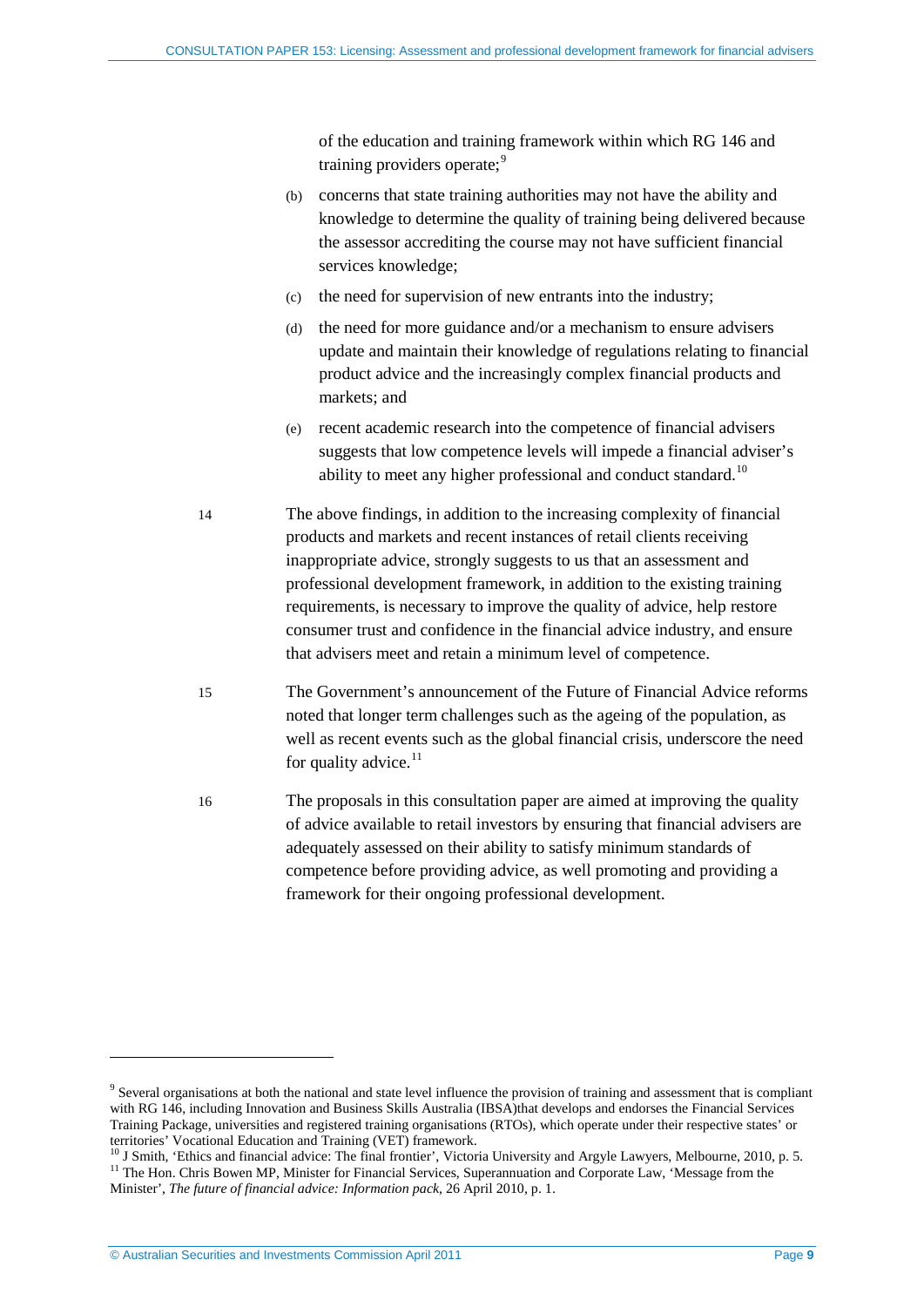of the education and training framework within which RG 146 and training providers operate;[9]

(b) concerns that state training authorities may not have the ability and knowledge to determine the quality of training being delivered because the assessor accrediting the course may not have sufficient financial services knowledge;

(c) the need for supervision of new entrants into the industry;

(d) the need for more guidance and/or a mechanism to ensure advisers update and maintain their knowledge of regulations relating to financial product advice and the increasingly complex financial products and markets; and

(e) recent academic research into the competence of financial advisers suggests that low competence levels will impede a financial adviser's ability to meet any higher professional and conduct standard.[10]

14 The above findings, in addition to the increasing complexity of financial products and markets and recent instances of retail clients receiving inappropriate advice, strongly suggests to us that an assessment and professional development framework, in addition to the existing training requirements, is necessary to improve the quality of advice, help restore consumer trust and confidence in the financial advice industry, and ensure that advisers meet and retain a minimum level of competence.

15 The Government's announcement of the Future of Financial Advice reforms noted that longer term challenges such as the ageing of the population, as well as recent events such as the global financial crisis, underscore the need for quality advice.[11]

16 The proposals in this consultation paper are aimed at improving the quality of advice available to retail investors by ensuring that financial advisers are adequately assessed on their ability to satisfy minimum standards of competence before providing advice, as well promoting and providing a framework for their ongoing professional development.

---

[9] Several organisations at both the national and state level influence the provision of training and assessment that is compliant with RG 146, including Innovation and Business Skills Australia (IBSA)that develops and endorses the Financial Services Training Package, universities and registered training organisations (RTOs), which operate under their respective states' or territories' Vocational Education and Training (VET) framework.

[10] J Smith, 'Ethics and financial advice: The final frontier', Victoria University and Argyle Lawyers, Melbourne, 2010, p. 5.

[11] The Hon. Chris Bowen MP, Minister for Financial Services, Superannuation and Corporate Law, 'Message from the Minister', *The future of financial advice: Information pack*, 26 April 2010, p. 1.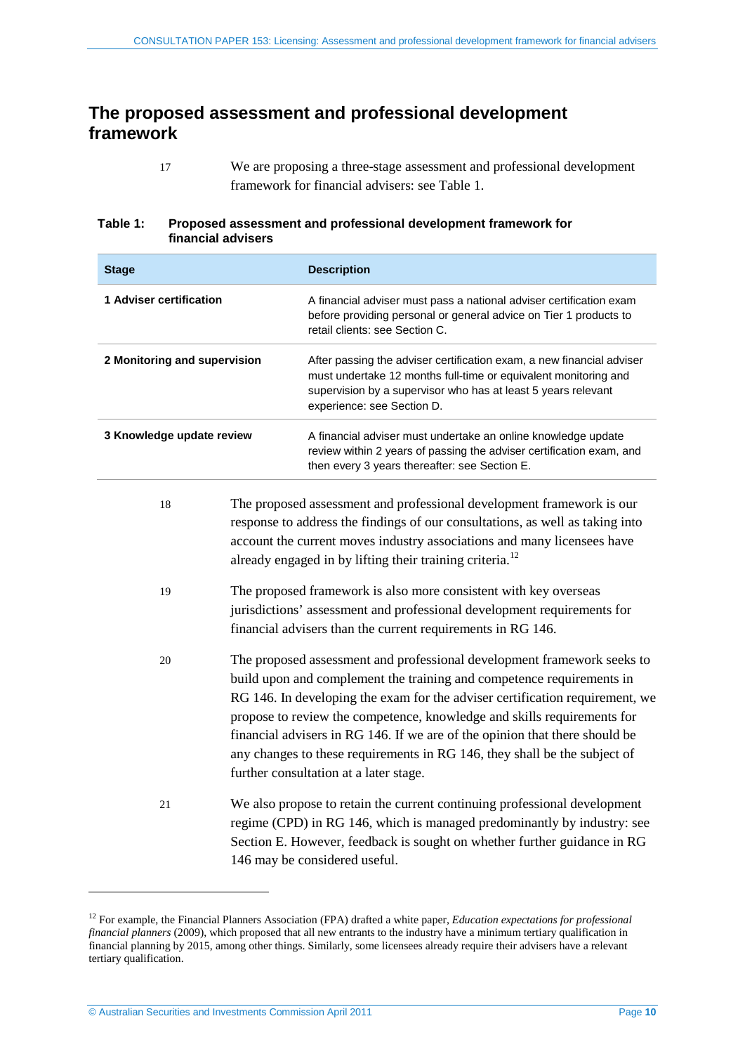## The proposed assessment and professional development framework

17 We are proposing a three-stage assessment and professional development framework for financial advisers: see Table 1.

**Table 1: Proposed assessment and professional development framework for financial advisers**

| Stage | Description |
|---|---|
| **1 Adviser certification** | A financial adviser must pass a national adviser certification exam before providing personal or general advice on Tier 1 products to retail clients: see Section C. |
| **2 Monitoring and supervision** | After passing the adviser certification exam, a new financial adviser must undertake 12 months full-time or equivalent monitoring and supervision by a supervisor who has at least 5 years relevant experience: see Section D. |
| **3 Knowledge update review** | A financial adviser must undertake an online knowledge update review within 2 years of passing the adviser certification exam, and then every 3 years thereafter: see Section E. |

18 The proposed assessment and professional development framework is our response to address the findings of our consultations, as well as taking into account the current moves industry associations and many licensees have already engaged in by lifting their training criteria.[12]

19 The proposed framework is also more consistent with key overseas jurisdictions' assessment and professional development requirements for financial advisers than the current requirements in RG 146.

20 The proposed assessment and professional development framework seeks to build upon and complement the training and competence requirements in RG 146. In developing the exam for the adviser certification requirement, we propose to review the competence, knowledge and skills requirements for financial advisers in RG 146. If we are of the opinion that there should be any changes to these requirements in RG 146, they shall be the subject of further consultation at a later stage.

21 We also propose to retain the current continuing professional development regime (CPD) in RG 146, which is managed predominantly by industry: see Section E. However, feedback is sought on whether further guidance in RG 146 may be considered useful.

---

[12] For example, the Financial Planners Association (FPA) drafted a white paper, *Education expectations for professional financial planners* (2009), which proposed that all new entrants to the industry have a minimum tertiary qualification in financial planning by 2015, among other things. Similarly, some licensees already require their advisers have a relevant tertiary qualification.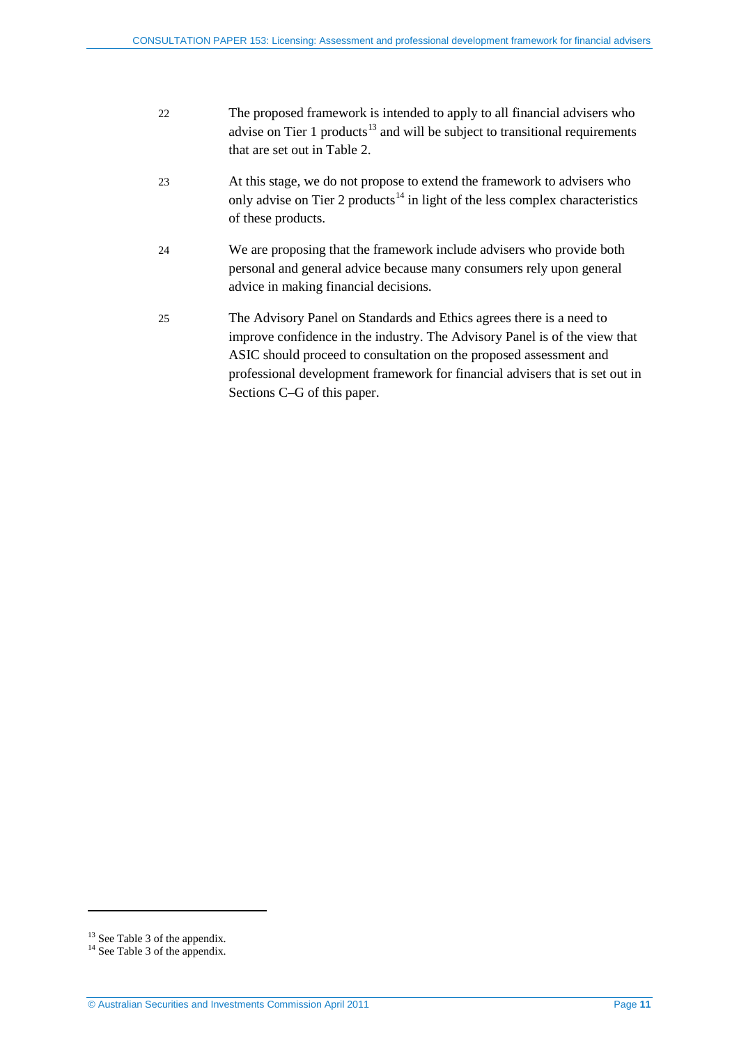22 The proposed framework is intended to apply to all financial advisers who advise on Tier 1 products[13] and will be subject to transitional requirements that are set out in Table 2.

23 At this stage, we do not propose to extend the framework to advisers who only advise on Tier 2 products[14] in light of the less complex characteristics of these products.

24 We are proposing that the framework include advisers who provide both personal and general advice because many consumers rely upon general advice in making financial decisions.

25 The Advisory Panel on Standards and Ethics agrees there is a need to improve confidence in the industry. The Advisory Panel is of the view that ASIC should proceed to consultation on the proposed assessment and professional development framework for financial advisers that is set out in Sections C–G of this paper.

---

[13] See Table 3 of the appendix.

[14] See Table 3 of the appendix.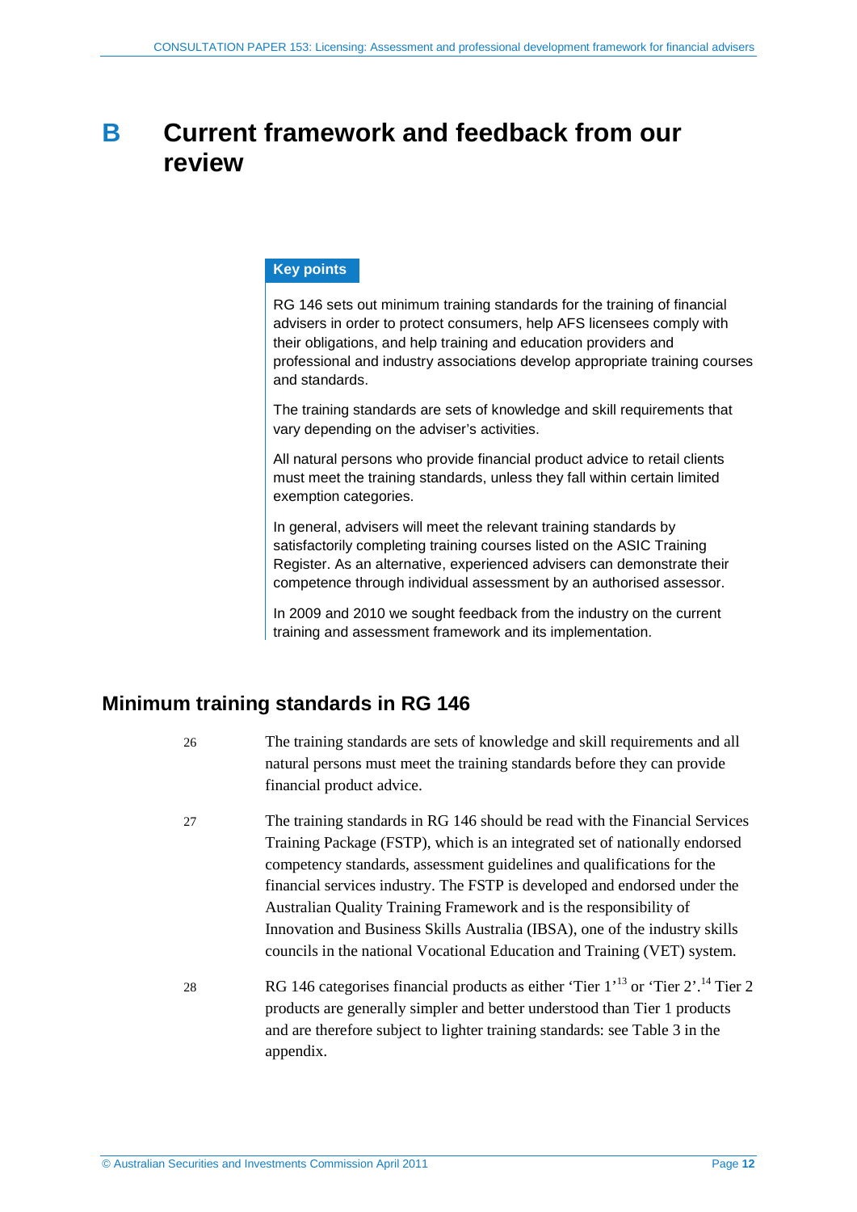# B Current framework and feedback from our review

**Key points**

RG 146 sets out minimum training standards for the training of financial advisers in order to protect consumers, help AFS licensees comply with their obligations, and help training and education providers and professional and industry associations develop appropriate training courses and standards.

The training standards are sets of knowledge and skill requirements that vary depending on the adviser's activities.

All natural persons who provide financial product advice to retail clients must meet the training standards, unless they fall within certain limited exemption categories.

In general, advisers will meet the relevant training standards by satisfactorily completing training courses listed on the ASIC Training Register. As an alternative, experienced advisers can demonstrate their competence through individual assessment by an authorised assessor.

In 2009 and 2010 we sought feedback from the industry on the current training and assessment framework and its implementation.

## Minimum training standards in RG 146

26 The training standards are sets of knowledge and skill requirements and all natural persons must meet the training standards before they can provide financial product advice.

27 The training standards in RG 146 should be read with the Financial Services Training Package (FSTP), which is an integrated set of nationally endorsed competency standards, assessment guidelines and qualifications for the financial services industry. The FSTP is developed and endorsed under the Australian Quality Training Framework and is the responsibility of Innovation and Business Skills Australia (IBSA), one of the industry skills councils in the national Vocational Education and Training (VET) system.

28 RG 146 categorises financial products as either 'Tier 1'[13] or 'Tier 2'.[14] Tier 2 products are generally simpler and better understood than Tier 1 products and are therefore subject to lighter training standards: see Table 3 in the appendix.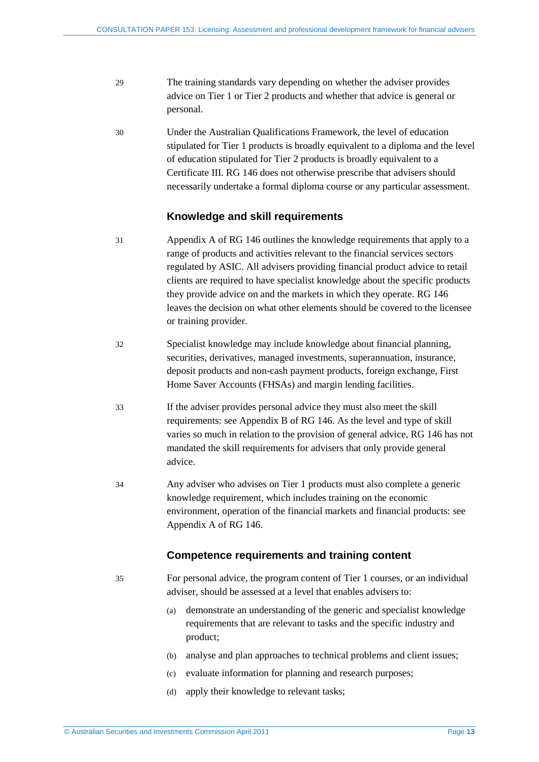29 The training standards vary depending on whether the adviser provides advice on Tier 1 or Tier 2 products and whether that advice is general or personal.

30 Under the Australian Qualifications Framework, the level of education stipulated for Tier 1 products is broadly equivalent to a diploma and the level of education stipulated for Tier 2 products is broadly equivalent to a Certificate III. RG 146 does not otherwise prescribe that advisers should necessarily undertake a formal diploma course or any particular assessment.

### Knowledge and skill requirements

31 Appendix A of RG 146 outlines the knowledge requirements that apply to a range of products and activities relevant to the financial services sectors regulated by ASIC. All advisers providing financial product advice to retail clients are required to have specialist knowledge about the specific products they provide advice on and the markets in which they operate. RG 146 leaves the decision on what other elements should be covered to the licensee or training provider.

32 Specialist knowledge may include knowledge about financial planning, securities, derivatives, managed investments, superannuation, insurance, deposit products and non-cash payment products, foreign exchange, First Home Saver Accounts (FHSAs) and margin lending facilities.

33 If the adviser provides personal advice they must also meet the skill requirements: see Appendix B of RG 146. As the level and type of skill varies so much in relation to the provision of general advice, RG 146 has not mandated the skill requirements for advisers that only provide general advice.

34 Any adviser who advises on Tier 1 products must also complete a generic knowledge requirement, which includes training on the economic environment, operation of the financial markets and financial products: see Appendix A of RG 146.

### Competence requirements and training content

35 For personal advice, the program content of Tier 1 courses, or an individual adviser, should be assessed at a level that enables advisers to:

(a) demonstrate an understanding of the generic and specialist knowledge requirements that are relevant to tasks and the specific industry and product;

(b) analyse and plan approaches to technical problems and client issues;

(c) evaluate information for planning and research purposes;

(d) apply their knowledge to relevant tasks;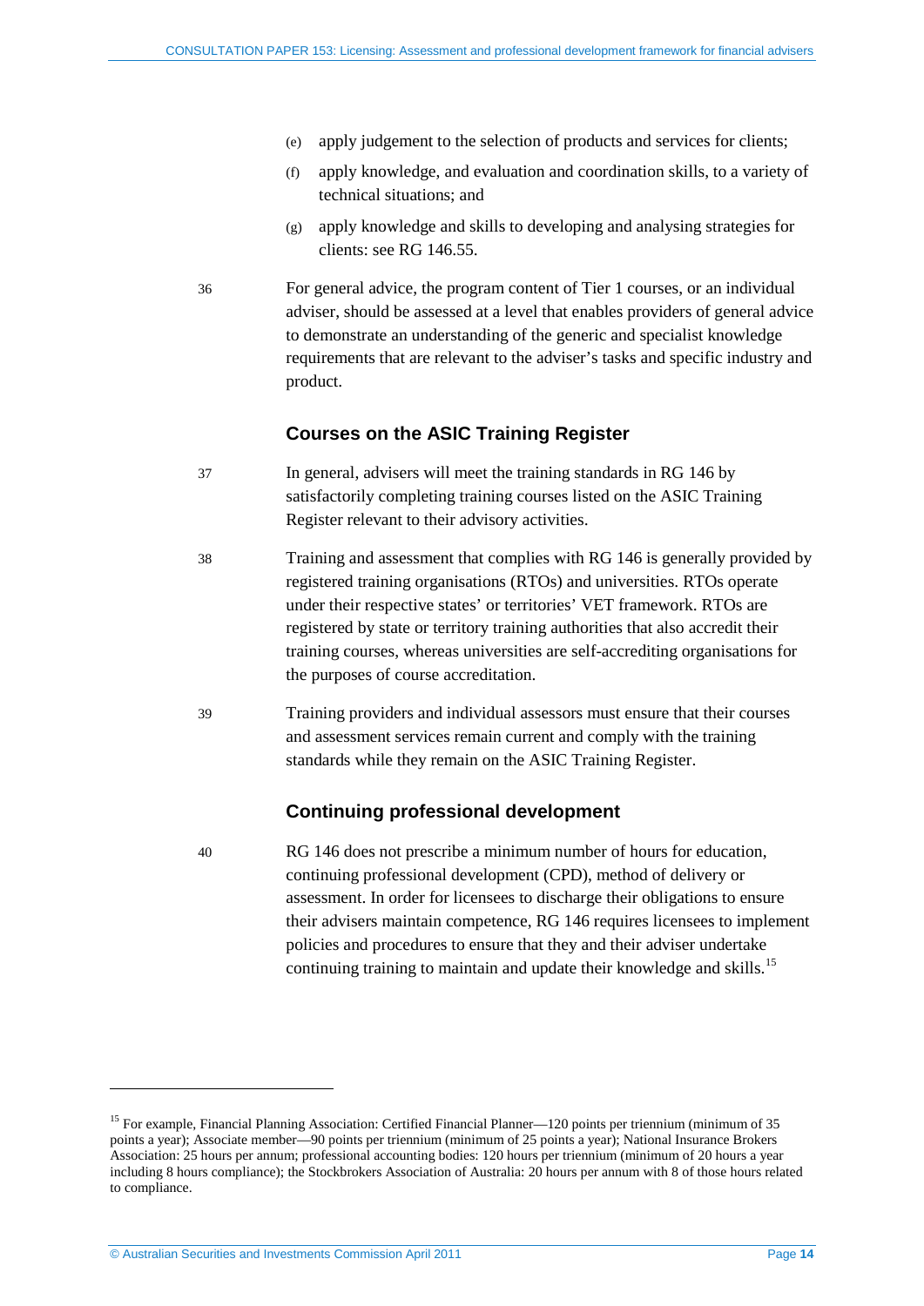(e) apply judgement to the selection of products and services for clients;

(f) apply knowledge, and evaluation and coordination skills, to a variety of technical situations; and

(g) apply knowledge and skills to developing and analysing strategies for clients: see RG 146.55.

36 For general advice, the program content of Tier 1 courses, or an individual adviser, should be assessed at a level that enables providers of general advice to demonstrate an understanding of the generic and specialist knowledge requirements that are relevant to the adviser's tasks and specific industry and product.

### Courses on the ASIC Training Register

37 In general, advisers will meet the training standards in RG 146 by satisfactorily completing training courses listed on the ASIC Training Register relevant to their advisory activities.

38 Training and assessment that complies with RG 146 is generally provided by registered training organisations (RTOs) and universities. RTOs operate under their respective states' or territories' VET framework. RTOs are registered by state or territory training authorities that also accredit their training courses, whereas universities are self-accrediting organisations for the purposes of course accreditation.

39 Training providers and individual assessors must ensure that their courses and assessment services remain current and comply with the training standards while they remain on the ASIC Training Register.

### Continuing professional development

40 RG 146 does not prescribe a minimum number of hours for education, continuing professional development (CPD), method of delivery or assessment. In order for licensees to discharge their obligations to ensure their advisers maintain competence, RG 146 requires licensees to implement policies and procedures to ensure that they and their adviser undertake continuing training to maintain and update their knowledge and skills.[15]

---

[15] For example, Financial Planning Association: Certified Financial Planner—120 points per triennium (minimum of 35 points a year); Associate member—90 points per triennium (minimum of 25 points a year); National Insurance Brokers Association: 25 hours per annum; professional accounting bodies: 120 hours per triennium (minimum of 20 hours a year including 8 hours compliance); the Stockbrokers Association of Australia: 20 hours per annum with 8 of those hours related to compliance.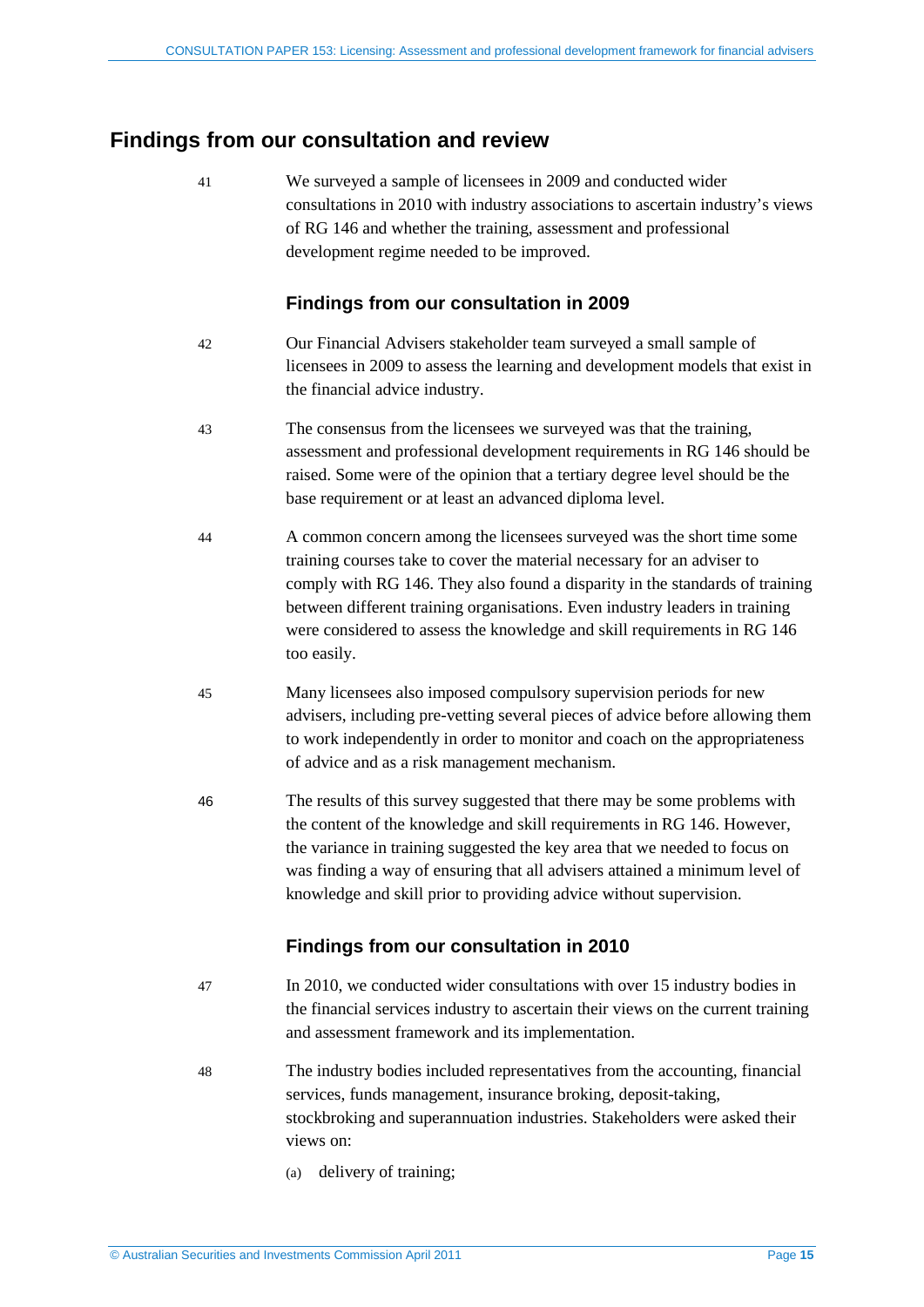## Findings from our consultation and review

41 We surveyed a sample of licensees in 2009 and conducted wider consultations in 2010 with industry associations to ascertain industry's views of RG 146 and whether the training, assessment and professional development regime needed to be improved.

### Findings from our consultation in 2009

42 Our Financial Advisers stakeholder team surveyed a small sample of licensees in 2009 to assess the learning and development models that exist in the financial advice industry.

43 The consensus from the licensees we surveyed was that the training, assessment and professional development requirements in RG 146 should be raised. Some were of the opinion that a tertiary degree level should be the base requirement or at least an advanced diploma level.

44 A common concern among the licensees surveyed was the short time some training courses take to cover the material necessary for an adviser to comply with RG 146. They also found a disparity in the standards of training between different training organisations. Even industry leaders in training were considered to assess the knowledge and skill requirements in RG 146 too easily.

45 Many licensees also imposed compulsory supervision periods for new advisers, including pre-vetting several pieces of advice before allowing them to work independently in order to monitor and coach on the appropriateness of advice and as a risk management mechanism.

46 The results of this survey suggested that there may be some problems with the content of the knowledge and skill requirements in RG 146. However, the variance in training suggested the key area that we needed to focus on was finding a way of ensuring that all advisers attained a minimum level of knowledge and skill prior to providing advice without supervision.

### Findings from our consultation in 2010

47 In 2010, we conducted wider consultations with over 15 industry bodies in the financial services industry to ascertain their views on the current training and assessment framework and its implementation.

48 The industry bodies included representatives from the accounting, financial services, funds management, insurance broking, deposit-taking, stockbroking and superannuation industries. Stakeholders were asked their views on:

(a) delivery of training;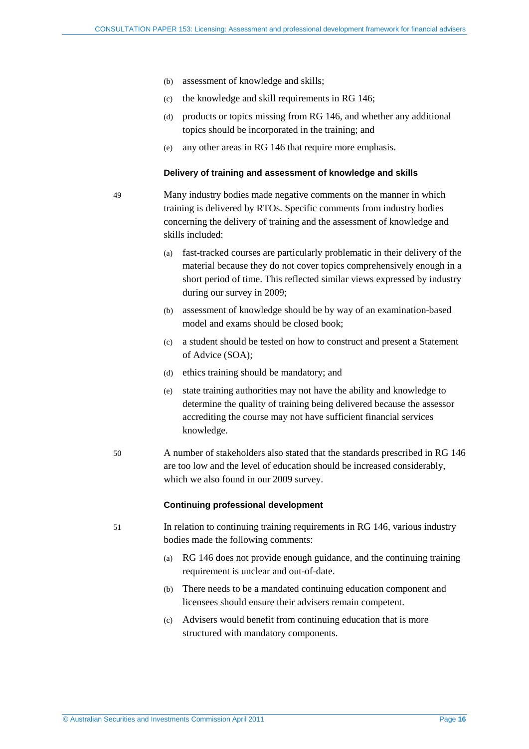(b) assessment of knowledge and skills;

(c) the knowledge and skill requirements in RG 146;

(d) products or topics missing from RG 146, and whether any additional topics should be incorporated in the training; and

(e) any other areas in RG 146 that require more emphasis.

#### Delivery of training and assessment of knowledge and skills

49 Many industry bodies made negative comments on the manner in which training is delivered by RTOs. Specific comments from industry bodies concerning the delivery of training and the assessment of knowledge and skills included:

(a) fast-tracked courses are particularly problematic in their delivery of the material because they do not cover topics comprehensively enough in a short period of time. This reflected similar views expressed by industry during our survey in 2009;

(b) assessment of knowledge should be by way of an examination-based model and exams should be closed book;

(c) a student should be tested on how to construct and present a Statement of Advice (SOA);

(d) ethics training should be mandatory; and

(e) state training authorities may not have the ability and knowledge to determine the quality of training being delivered because the assessor accrediting the course may not have sufficient financial services knowledge.

50 A number of stakeholders also stated that the standards prescribed in RG 146 are too low and the level of education should be increased considerably, which we also found in our 2009 survey.

#### Continuing professional development

51 In relation to continuing training requirements in RG 146, various industry bodies made the following comments:

(a) RG 146 does not provide enough guidance, and the continuing training requirement is unclear and out-of-date.

(b) There needs to be a mandated continuing education component and licensees should ensure their advisers remain competent.

(c) Advisers would benefit from continuing education that is more structured with mandatory components.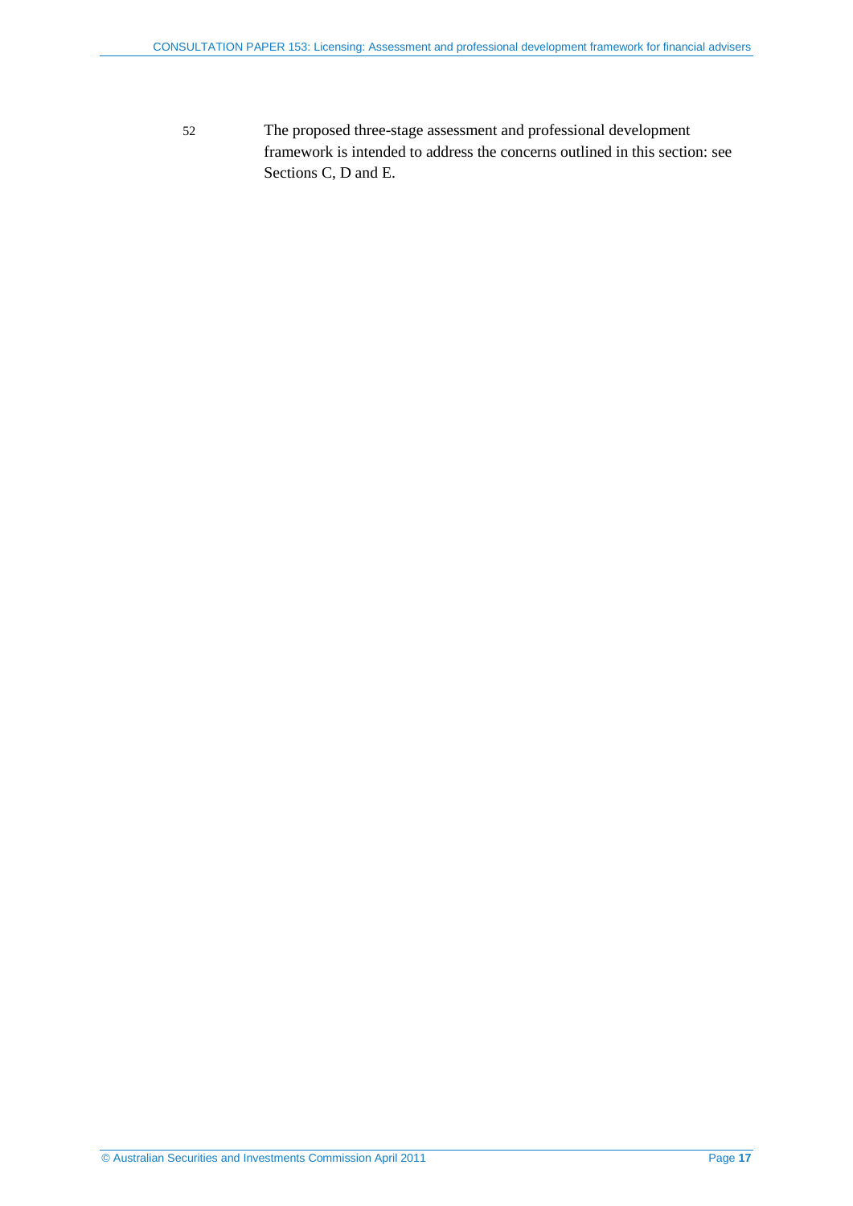52 The proposed three-stage assessment and professional development framework is intended to address the concerns outlined in this section: see Sections C, D and E.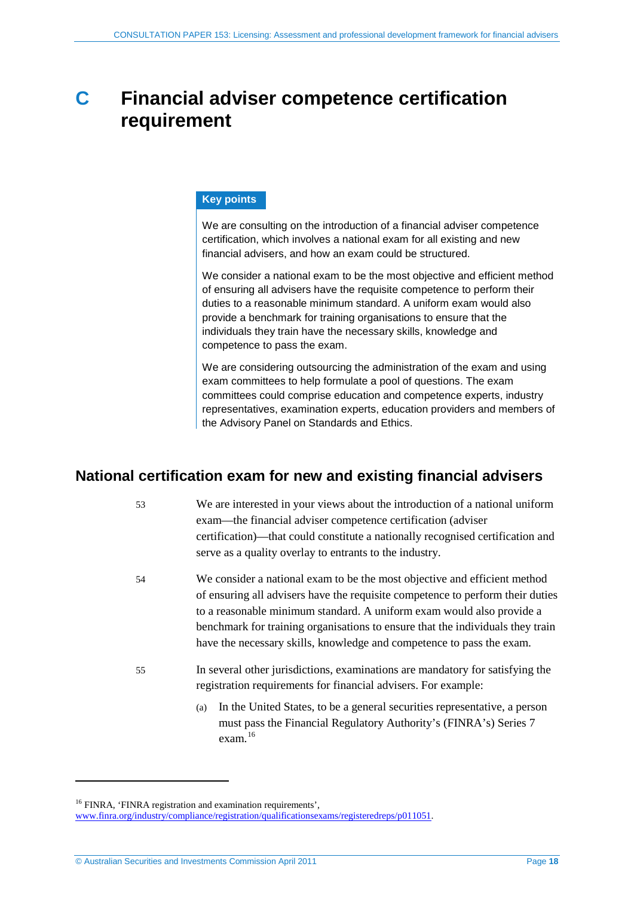# C Financial adviser competence certification requirement

**Key points**

We are consulting on the introduction of a financial adviser competence certification, which involves a national exam for all existing and new financial advisers, and how an exam could be structured.

We consider a national exam to be the most objective and efficient method of ensuring all advisers have the requisite competence to perform their duties to a reasonable minimum standard. A uniform exam would also provide a benchmark for training organisations to ensure that the individuals they train have the necessary skills, knowledge and competence to pass the exam.

We are considering outsourcing the administration of the exam and using exam committees to help formulate a pool of questions. The exam committees could comprise education and competence experts, industry representatives, examination experts, education providers and members of the Advisory Panel on Standards and Ethics.

## National certification exam for new and existing financial advisers

53 We are interested in your views about the introduction of a national uniform exam—the financial adviser competence certification (adviser certification)—that could constitute a nationally recognised certification and serve as a quality overlay to entrants to the industry.

54 We consider a national exam to be the most objective and efficient method of ensuring all advisers have the requisite competence to perform their duties to a reasonable minimum standard. A uniform exam would also provide a benchmark for training organisations to ensure that the individuals they train have the necessary skills, knowledge and competence to pass the exam.

55 In several other jurisdictions, examinations are mandatory for satisfying the registration requirements for financial advisers. For example:

(a) In the United States, to be a general securities representative, a person must pass the Financial Regulatory Authority's (FINRA's) Series 7 exam.[16]

---

[16] FINRA, 'FINRA registration and examination requirements', www.finra.org/industry/compliance/registration/qualificationsexams/registeredreps/p011051.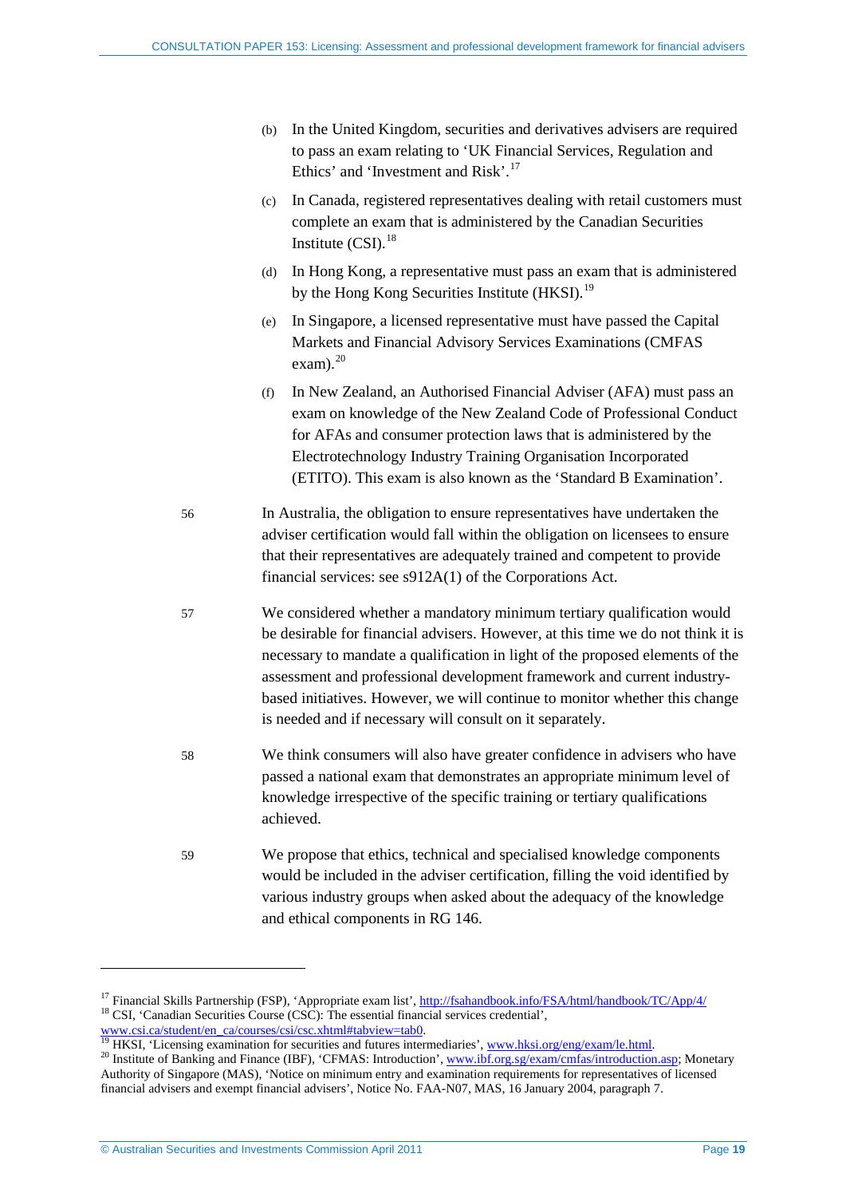(b) In the United Kingdom, securities and derivatives advisers are required to pass an exam relating to 'UK Financial Services, Regulation and Ethics' and 'Investment and Risk'.[17]

(c) In Canada, registered representatives dealing with retail customers must complete an exam that is administered by the Canadian Securities Institute (CSI).[18]

(d) In Hong Kong, a representative must pass an exam that is administered by the Hong Kong Securities Institute (HKSI).[19]

(e) In Singapore, a licensed representative must have passed the Capital Markets and Financial Advisory Services Examinations (CMFAS exam).[20]

(f) In New Zealand, an Authorised Financial Adviser (AFA) must pass an exam on knowledge of the New Zealand Code of Professional Conduct for AFAs and consumer protection laws that is administered by the Electrotechnology Industry Training Organisation Incorporated (ETITO). This exam is also known as the 'Standard B Examination'.

56 In Australia, the obligation to ensure representatives have undertaken the adviser certification would fall within the obligation on licensees to ensure that their representatives are adequately trained and competent to provide financial services: see s912A(1) of the Corporations Act.

57 We considered whether a mandatory minimum tertiary qualification would be desirable for financial advisers. However, at this time we do not think it is necessary to mandate a qualification in light of the proposed elements of the assessment and professional development framework and current industry-based initiatives. However, we will continue to monitor whether this change is needed and if necessary will consult on it separately.

58 We think consumers will also have greater confidence in advisers who have passed a national exam that demonstrates an appropriate minimum level of knowledge irrespective of the specific training or tertiary qualifications achieved.

59 We propose that ethics, technical and specialised knowledge components would be included in the adviser certification, filling the void identified by various industry groups when asked about the adequacy of the knowledge and ethical components in RG 146.

---

[17] Financial Skills Partnership (FSP), 'Appropriate exam list', http://fsahandbook.info/FSA/html/handbook/TC/App/4/

[18] CSI, 'Canadian Securities Course (CSC): The essential financial services credential', www.csi.ca/student/en_ca/courses/csi/csc.xhtml#tabview=tab0.

[19] HKSI, 'Licensing examination for securities and futures intermediaries', www.hksi.org/eng/exam/le.html.

[20] Institute of Banking and Finance (IBF), 'CFMAS: Introduction', www.ibf.org.sg/exam/cmfas/introduction.asp; Monetary Authority of Singapore (MAS), 'Notice on minimum entry and examination requirements for representatives of licensed financial advisers and exempt financial advisers', Notice No. FAA-N07, MAS, 16 January 2004, paragraph 7.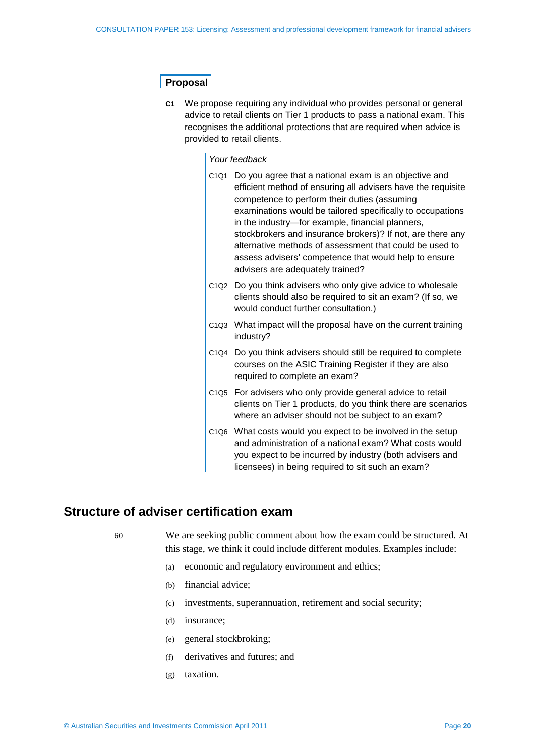### Proposal

**C1** We propose requiring any individual who provides personal or general advice to retail clients on Tier 1 products to pass a national exam. This recognises the additional protections that are required when advice is provided to retail clients.

*Your feedback*

C1Q1 Do you agree that a national exam is an objective and efficient method of ensuring all advisers have the requisite competence to perform their duties (assuming examinations would be tailored specifically to occupations in the industry—for example, financial planners, stockbrokers and insurance brokers)? If not, are there any alternative methods of assessment that could be used to assess advisers' competence that would help to ensure advisers are adequately trained?

C1Q2 Do you think advisers who only give advice to wholesale clients should also be required to sit an exam? (If so, we would conduct further consultation.)

C1Q3 What impact will the proposal have on the current training industry?

C1Q4 Do you think advisers should still be required to complete courses on the ASIC Training Register if they are also required to complete an exam?

C1Q5 For advisers who only provide general advice to retail clients on Tier 1 products, do you think there are scenarios where an adviser should not be subject to an exam?

C1Q6 What costs would you expect to be involved in the setup and administration of a national exam? What costs would you expect to be incurred by industry (both advisers and licensees) in being required to sit such an exam?

## Structure of adviser certification exam

60 We are seeking public comment about how the exam could be structured. At this stage, we think it could include different modules. Examples include:

(a) economic and regulatory environment and ethics;

(b) financial advice;

(c) investments, superannuation, retirement and social security;

(d) insurance;

(e) general stockbroking;

(f) derivatives and futures; and

(g) taxation.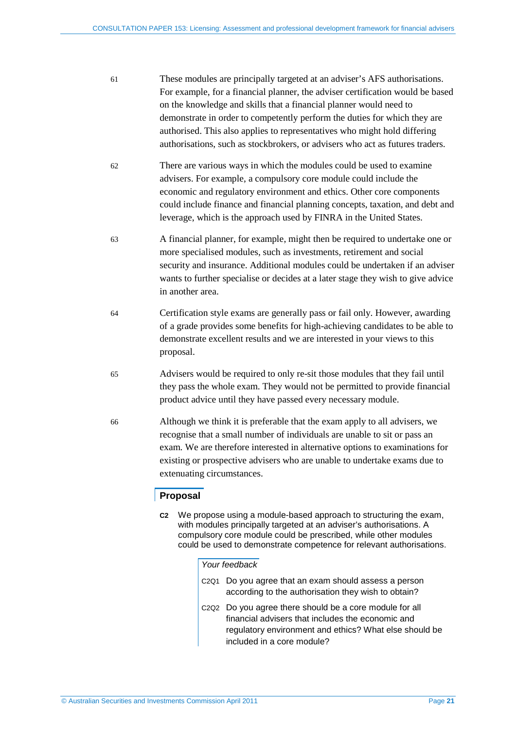61 These modules are principally targeted at an adviser's AFS authorisations. For example, for a financial planner, the adviser certification would be based on the knowledge and skills that a financial planner would need to demonstrate in order to competently perform the duties for which they are authorised. This also applies to representatives who might hold differing authorisations, such as stockbrokers, or advisers who act as futures traders.

62 There are various ways in which the modules could be used to examine advisers. For example, a compulsory core module could include the economic and regulatory environment and ethics. Other core components could include finance and financial planning concepts, taxation, and debt and leverage, which is the approach used by FINRA in the United States.

63 A financial planner, for example, might then be required to undertake one or more specialised modules, such as investments, retirement and social security and insurance. Additional modules could be undertaken if an adviser wants to further specialise or decides at a later stage they wish to give advice in another area.

64 Certification style exams are generally pass or fail only. However, awarding of a grade provides some benefits for high-achieving candidates to be able to demonstrate excellent results and we are interested in your views to this proposal.

65 Advisers would be required to only re-sit those modules that they fail until they pass the whole exam. They would not be permitted to provide financial product advice until they have passed every necessary module.

66 Although we think it is preferable that the exam apply to all advisers, we recognise that a small number of individuals are unable to sit or pass an exam. We are therefore interested in alternative options to examinations for existing or prospective advisers who are unable to undertake exams due to extenuating circumstances.

## Proposal

**C2** We propose using a module-based approach to structuring the exam, with modules principally targeted at an adviser's authorisations. A compulsory core module could be prescribed, while other modules could be used to demonstrate competence for relevant authorisations.

*Your feedback*

C2Q1 Do you agree that an exam should assess a person according to the authorisation they wish to obtain?

C2Q2 Do you agree there should be a core module for all financial advisers that includes the economic and regulatory environment and ethics? What else should be included in a core module?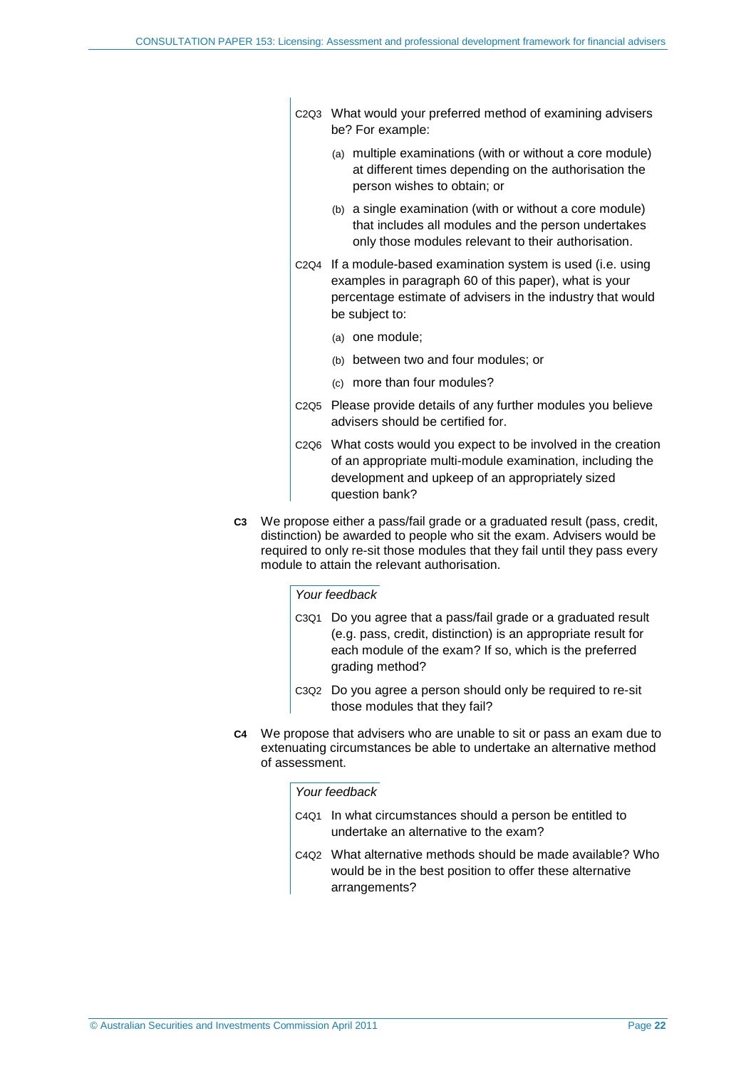C2Q3 What would your preferred method of examining advisers be? For example:

(a) multiple examinations (with or without a core module) at different times depending on the authorisation the person wishes to obtain; or

(b) a single examination (with or without a core module) that includes all modules and the person undertakes only those modules relevant to their authorisation.

C2Q4 If a module-based examination system is used (i.e. using examples in paragraph 60 of this paper), what is your percentage estimate of advisers in the industry that would be subject to:

(a) one module;

(b) between two and four modules; or

(c) more than four modules?

C2Q5 Please provide details of any further modules you believe advisers should be certified for.

C2Q6 What costs would you expect to be involved in the creation of an appropriate multi-module examination, including the development and upkeep of an appropriately sized question bank?

**C3** We propose either a pass/fail grade or a graduated result (pass, credit, distinction) be awarded to people who sit the exam. Advisers would be required to only re-sit those modules that they fail until they pass every module to attain the relevant authorisation.

*Your feedback*

C3Q1 Do you agree that a pass/fail grade or a graduated result (e.g. pass, credit, distinction) is an appropriate result for each module of the exam? If so, which is the preferred grading method?

C3Q2 Do you agree a person should only be required to re-sit those modules that they fail?

**C4** We propose that advisers who are unable to sit or pass an exam due to extenuating circumstances be able to undertake an alternative method of assessment.

*Your feedback*

C4Q1 In what circumstances should a person be entitled to undertake an alternative to the exam?

C4Q2 What alternative methods should be made available? Who would be in the best position to offer these alternative arrangements?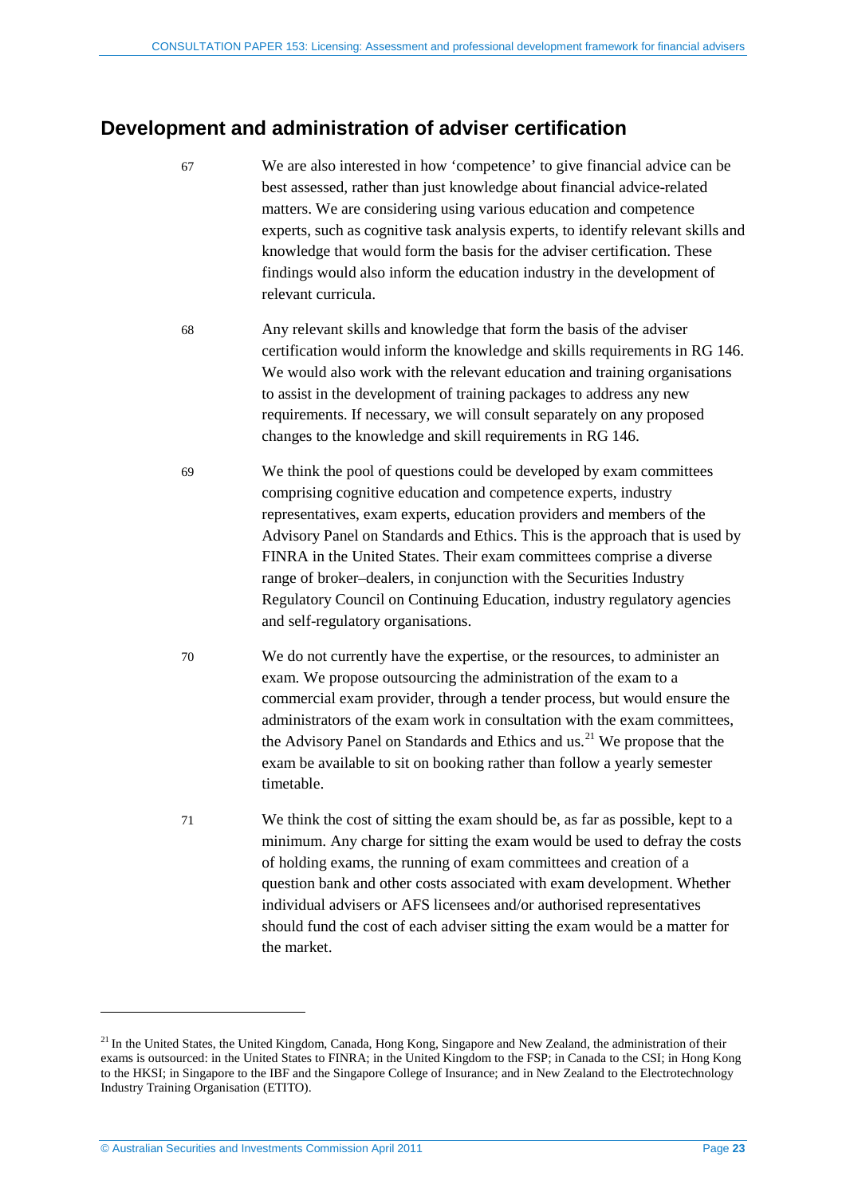## Development and administration of adviser certification

67 We are also interested in how 'competence' to give financial advice can be best assessed, rather than just knowledge about financial advice-related matters. We are considering using various education and competence experts, such as cognitive task analysis experts, to identify relevant skills and knowledge that would form the basis for the adviser certification. These findings would also inform the education industry in the development of relevant curricula.

68 Any relevant skills and knowledge that form the basis of the adviser certification would inform the knowledge and skills requirements in RG 146. We would also work with the relevant education and training organisations to assist in the development of training packages to address any new requirements. If necessary, we will consult separately on any proposed changes to the knowledge and skill requirements in RG 146.

69 We think the pool of questions could be developed by exam committees comprising cognitive education and competence experts, industry representatives, exam experts, education providers and members of the Advisory Panel on Standards and Ethics. This is the approach that is used by FINRA in the United States. Their exam committees comprise a diverse range of broker–dealers, in conjunction with the Securities Industry Regulatory Council on Continuing Education, industry regulatory agencies and self-regulatory organisations.

70 We do not currently have the expertise, or the resources, to administer an exam. We propose outsourcing the administration of the exam to a commercial exam provider, through a tender process, but would ensure the administrators of the exam work in consultation with the exam committees, the Advisory Panel on Standards and Ethics and us.[21] We propose that the exam be available to sit on booking rather than follow a yearly semester timetable.

71 We think the cost of sitting the exam should be, as far as possible, kept to a minimum. Any charge for sitting the exam would be used to defray the costs of holding exams, the running of exam committees and creation of a question bank and other costs associated with exam development. Whether individual advisers or AFS licensees and/or authorised representatives should fund the cost of each adviser sitting the exam would be a matter for the market.

---

[21] In the United States, the United Kingdom, Canada, Hong Kong, Singapore and New Zealand, the administration of their exams is outsourced: in the United States to FINRA; in the United Kingdom to the FSP; in Canada to the CSI; in Hong Kong to the HKSI; in Singapore to the IBF and the Singapore College of Insurance; and in New Zealand to the Electrotechnology Industry Training Organisation (ETITO).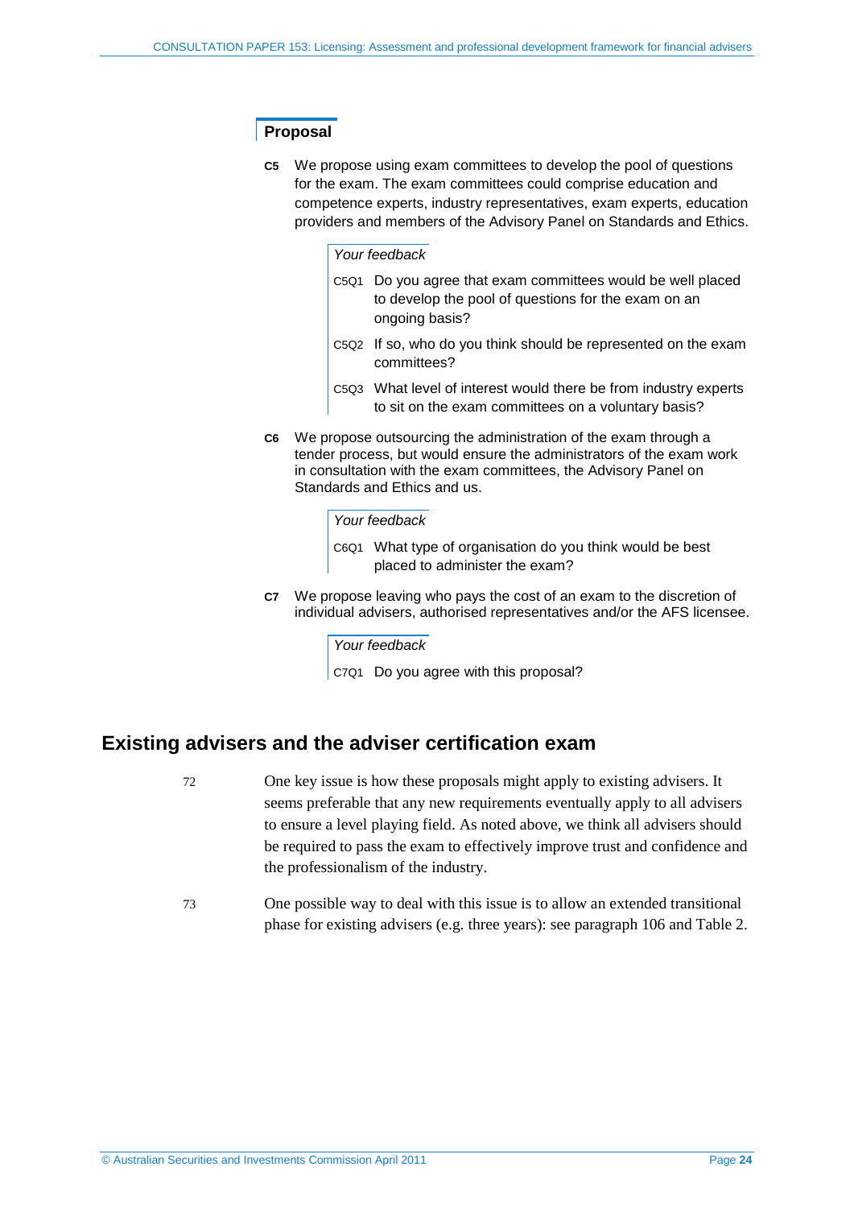### Proposal

**C5** We propose using exam committees to develop the pool of questions for the exam. The exam committees could comprise education and competence experts, industry representatives, exam experts, education providers and members of the Advisory Panel on Standards and Ethics.

*Your feedback*

C5Q1 Do you agree that exam committees would be well placed to develop the pool of questions for the exam on an ongoing basis?

C5Q2 If so, who do you think should be represented on the exam committees?

C5Q3 What level of interest would there be from industry experts to sit on the exam committees on a voluntary basis?

**C6** We propose outsourcing the administration of the exam through a tender process, but would ensure the administrators of the exam work in consultation with the exam committees, the Advisory Panel on Standards and Ethics and us.

*Your feedback*

C6Q1 What type of organisation do you think would be best placed to administer the exam?

**C7** We propose leaving who pays the cost of an exam to the discretion of individual advisers, authorised representatives and/or the AFS licensee.

*Your feedback*

C7Q1 Do you agree with this proposal?

## Existing advisers and the adviser certification exam

72 One key issue is how these proposals might apply to existing advisers. It seems preferable that any new requirements eventually apply to all advisers to ensure a level playing field. As noted above, we think all advisers should be required to pass the exam to effectively improve trust and confidence and the professionalism of the industry.

73 One possible way to deal with this issue is to allow an extended transitional phase for existing advisers (e.g. three years): see paragraph 106 and Table 2.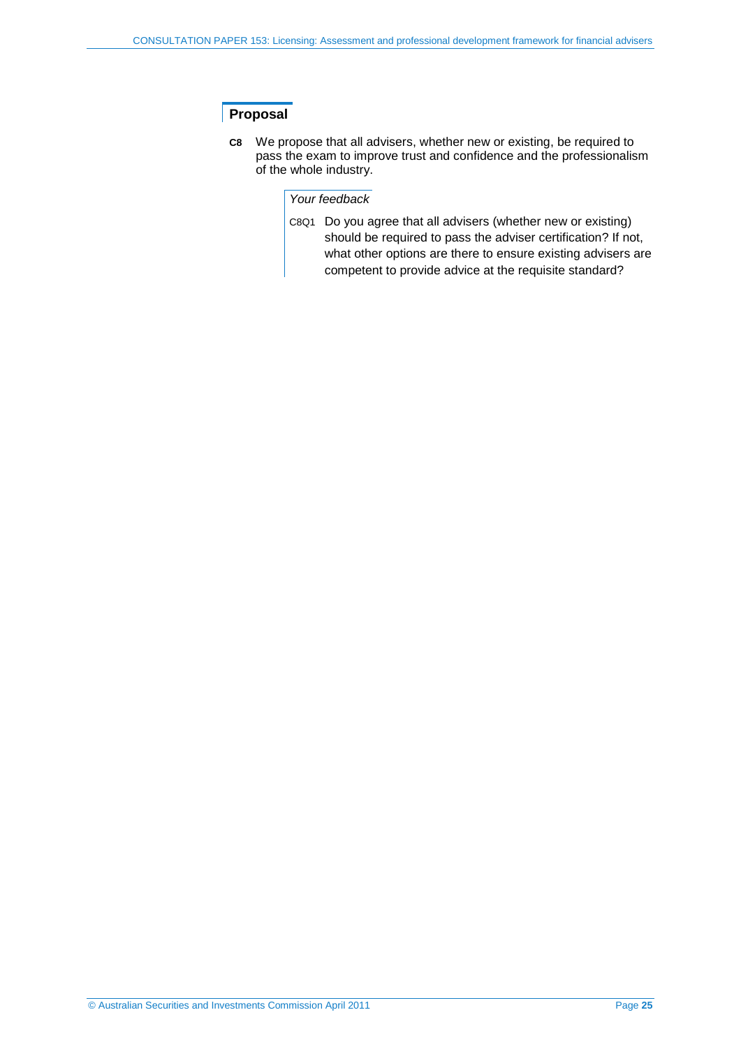## Proposal

**C8** We propose that all advisers, whether new or existing, be required to pass the exam to improve trust and confidence and the professionalism of the whole industry.

*Your feedback*

C8Q1 Do you agree that all advisers (whether new or existing) should be required to pass the adviser certification? If not, what other options are there to ensure existing advisers are competent to provide advice at the requisite standard?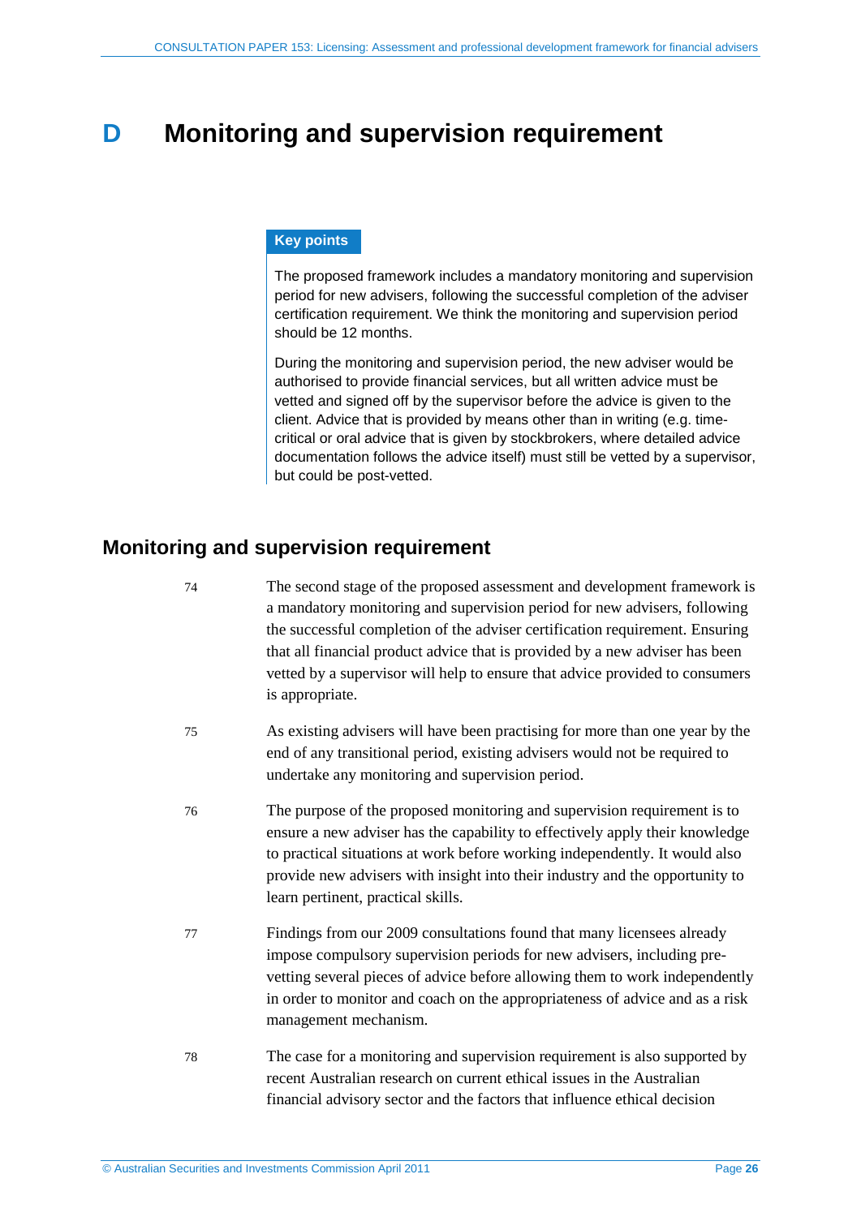# D Monitoring and supervision requirement

**Key points**

The proposed framework includes a mandatory monitoring and supervision period for new advisers, following the successful completion of the adviser certification requirement. We think the monitoring and supervision period should be 12 months.

During the monitoring and supervision period, the new adviser would be authorised to provide financial services, but all written advice must be vetted and signed off by the supervisor before the advice is given to the client. Advice that is provided by means other than in writing (e.g. time-critical or oral advice that is given by stockbrokers, where detailed advice documentation follows the advice itself) must still be vetted by a supervisor, but could be post-vetted.

## Monitoring and supervision requirement

74 The second stage of the proposed assessment and development framework is a mandatory monitoring and supervision period for new advisers, following the successful completion of the adviser certification requirement. Ensuring that all financial product advice that is provided by a new adviser has been vetted by a supervisor will help to ensure that advice provided to consumers is appropriate.

75 As existing advisers will have been practising for more than one year by the end of any transitional period, existing advisers would not be required to undertake any monitoring and supervision period.

76 The purpose of the proposed monitoring and supervision requirement is to ensure a new adviser has the capability to effectively apply their knowledge to practical situations at work before working independently. It would also provide new advisers with insight into their industry and the opportunity to learn pertinent, practical skills.

77 Findings from our 2009 consultations found that many licensees already impose compulsory supervision periods for new advisers, including pre-vetting several pieces of advice before allowing them to work independently in order to monitor and coach on the appropriateness of advice and as a risk management mechanism.

78 The case for a monitoring and supervision requirement is also supported by recent Australian research on current ethical issues in the Australian financial advisory sector and the factors that influence ethical decision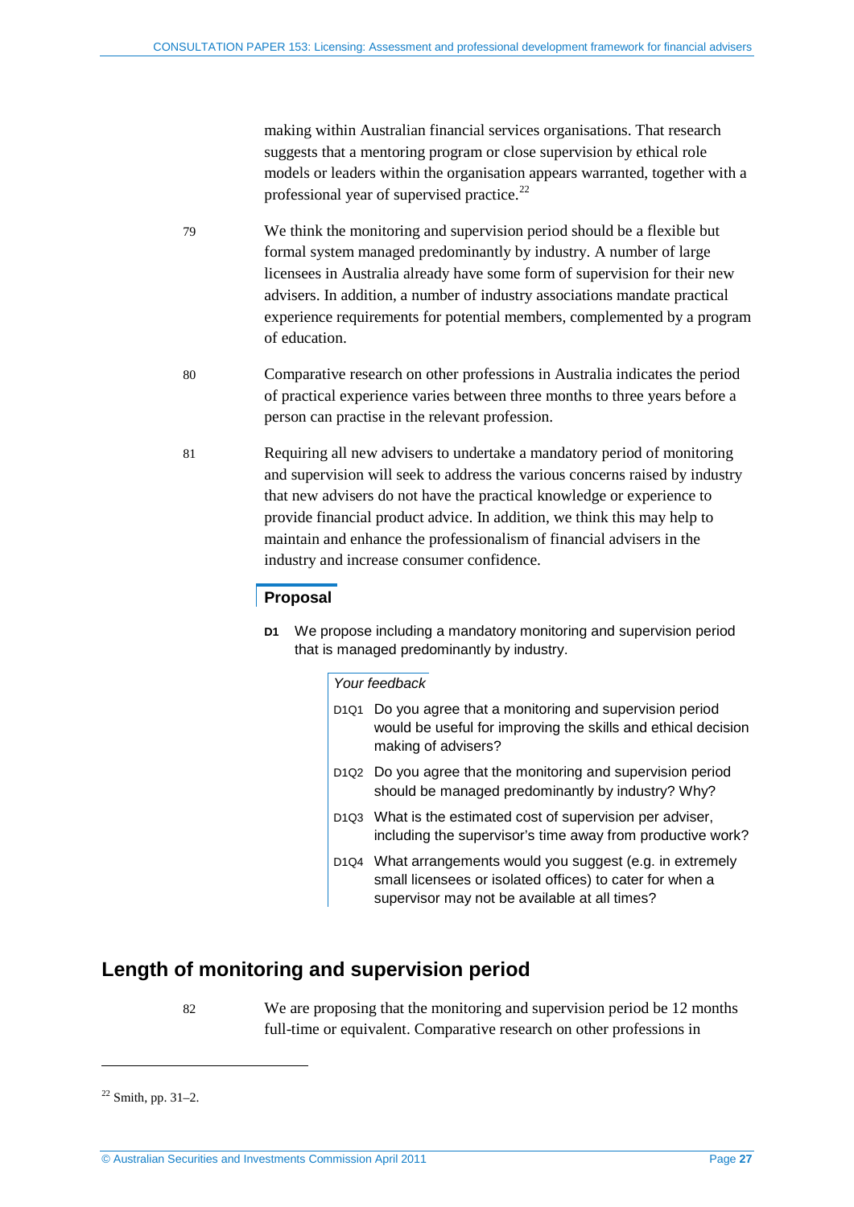making within Australian financial services organisations. That research suggests that a mentoring program or close supervision by ethical role models or leaders within the organisation appears warranted, together with a professional year of supervised practice.[22]

79 We think the monitoring and supervision period should be a flexible but formal system managed predominantly by industry. A number of large licensees in Australia already have some form of supervision for their new advisers. In addition, a number of industry associations mandate practical experience requirements for potential members, complemented by a program of education.

80 Comparative research on other professions in Australia indicates the period of practical experience varies between three months to three years before a person can practise in the relevant profession.

81 Requiring all new advisers to undertake a mandatory period of monitoring and supervision will seek to address the various concerns raised by industry that new advisers do not have the practical knowledge or experience to provide financial product advice. In addition, we think this may help to maintain and enhance the professionalism of financial advisers in the industry and increase consumer confidence.

### Proposal

**D1** We propose including a mandatory monitoring and supervision period that is managed predominantly by industry.

*Your feedback*

D1Q1 Do you agree that a monitoring and supervision period would be useful for improving the skills and ethical decision making of advisers?

D1Q2 Do you agree that the monitoring and supervision period should be managed predominantly by industry? Why?

D1Q3 What is the estimated cost of supervision per adviser, including the supervisor's time away from productive work?

D1Q4 What arrangements would you suggest (e.g. in extremely small licensees or isolated offices) to cater for when a supervisor may not be available at all times?

## Length of monitoring and supervision period

82 We are proposing that the monitoring and supervision period be 12 months full-time or equivalent. Comparative research on other professions in

[22] Smith, pp. 31–2.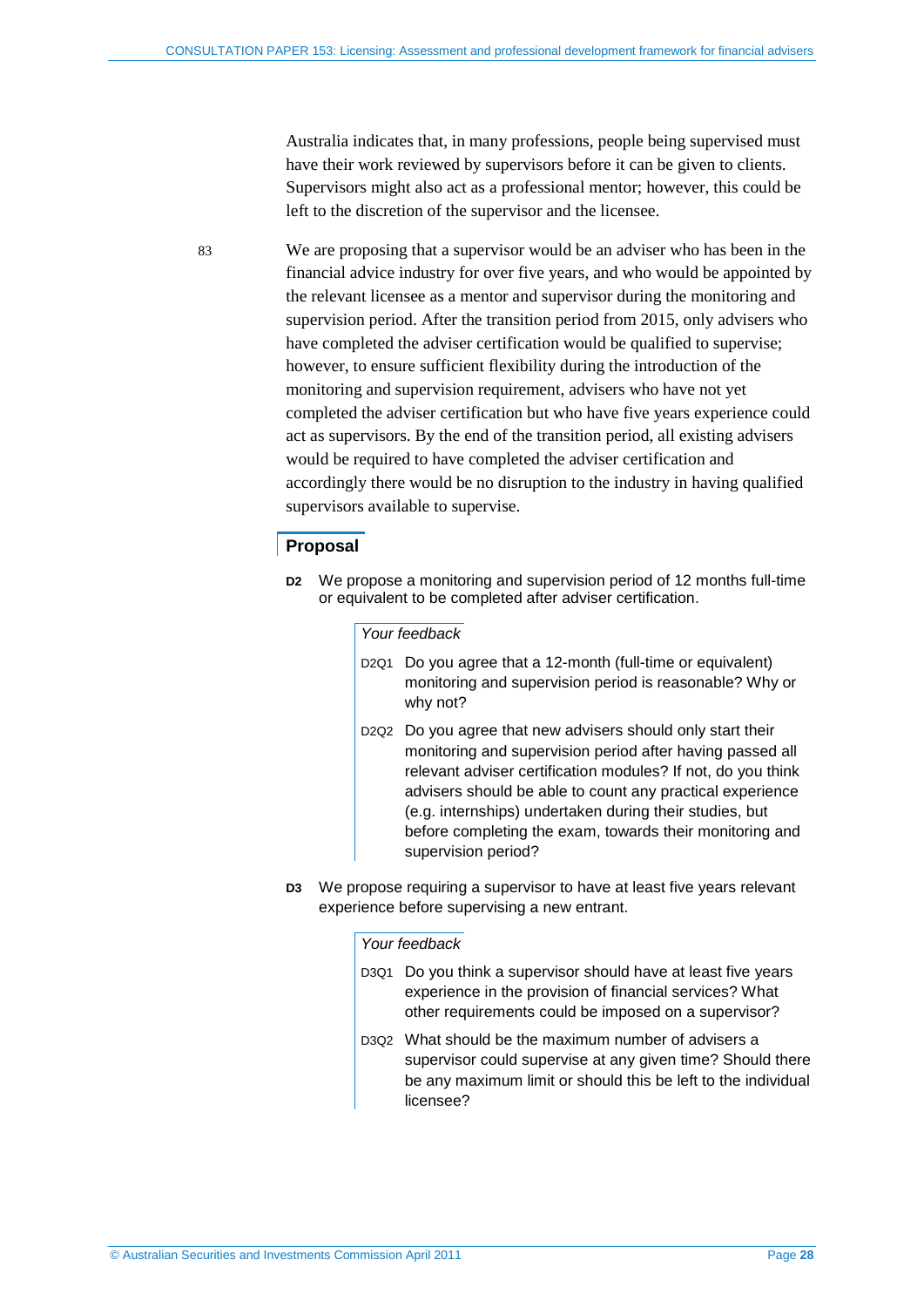Australia indicates that, in many professions, people being supervised must have their work reviewed by supervisors before it can be given to clients. Supervisors might also act as a professional mentor; however, this could be left to the discretion of the supervisor and the licensee.

83 We are proposing that a supervisor would be an adviser who has been in the financial advice industry for over five years, and who would be appointed by the relevant licensee as a mentor and supervisor during the monitoring and supervision period. After the transition period from 2015, only advisers who have completed the adviser certification would be qualified to supervise; however, to ensure sufficient flexibility during the introduction of the monitoring and supervision requirement, advisers who have not yet completed the adviser certification but who have five years experience could act as supervisors. By the end of the transition period, all existing advisers would be required to have completed the adviser certification and accordingly there would be no disruption to the industry in having qualified supervisors available to supervise.

## Proposal

**D2** We propose a monitoring and supervision period of 12 months full-time or equivalent to be completed after adviser certification.

*Your feedback*

D2Q1 Do you agree that a 12-month (full-time or equivalent) monitoring and supervision period is reasonable? Why or why not?

D2Q2 Do you agree that new advisers should only start their monitoring and supervision period after having passed all relevant adviser certification modules? If not, do you think advisers should be able to count any practical experience (e.g. internships) undertaken during their studies, but before completing the exam, towards their monitoring and supervision period?

**D3** We propose requiring a supervisor to have at least five years relevant experience before supervising a new entrant.

*Your feedback*

D3Q1 Do you think a supervisor should have at least five years experience in the provision of financial services? What other requirements could be imposed on a supervisor?

D3Q2 What should be the maximum number of advisers a supervisor could supervise at any given time? Should there be any maximum limit or should this be left to the individual licensee?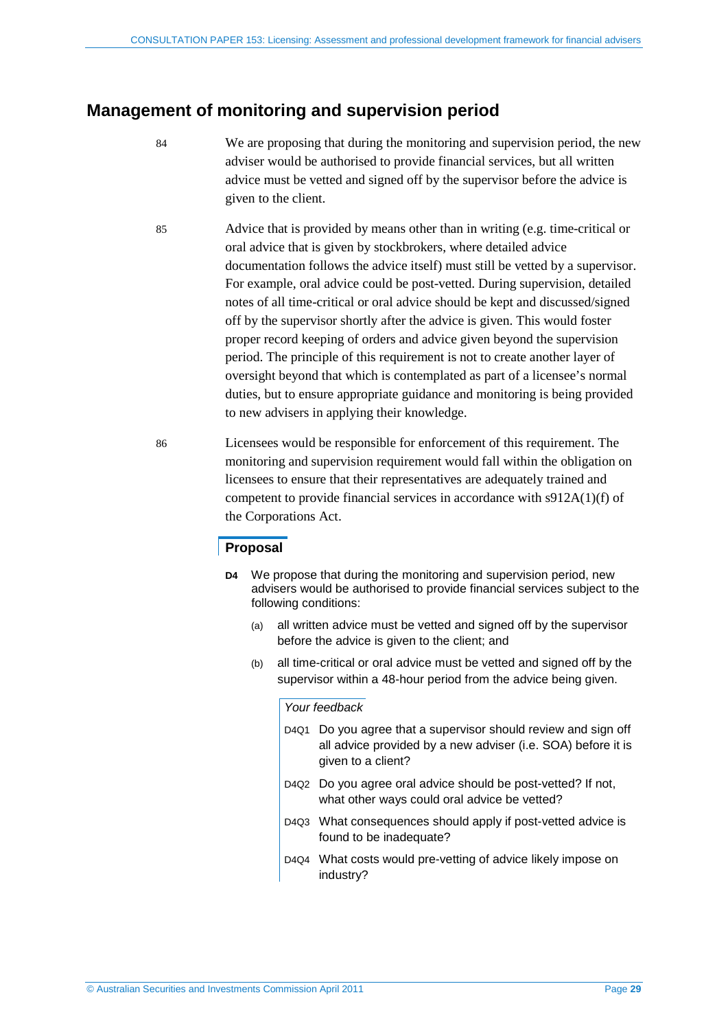## Management of monitoring and supervision period

84 We are proposing that during the monitoring and supervision period, the new adviser would be authorised to provide financial services, but all written advice must be vetted and signed off by the supervisor before the advice is given to the client.

85 Advice that is provided by means other than in writing (e.g. time-critical or oral advice that is given by stockbrokers, where detailed advice documentation follows the advice itself) must still be vetted by a supervisor. For example, oral advice could be post-vetted. During supervision, detailed notes of all time-critical or oral advice should be kept and discussed/signed off by the supervisor shortly after the advice is given. This would foster proper record keeping of orders and advice given beyond the supervision period. The principle of this requirement is not to create another layer of oversight beyond that which is contemplated as part of a licensee's normal duties, but to ensure appropriate guidance and monitoring is being provided to new advisers in applying their knowledge.

86 Licensees would be responsible for enforcement of this requirement. The monitoring and supervision requirement would fall within the obligation on licensees to ensure that their representatives are adequately trained and competent to provide financial services in accordance with s912A(1)(f) of the Corporations Act.

### Proposal

**D4** We propose that during the monitoring and supervision period, new advisers would be authorised to provide financial services subject to the following conditions:

(a) all written advice must be vetted and signed off by the supervisor before the advice is given to the client; and

(b) all time-critical or oral advice must be vetted and signed off by the supervisor within a 48-hour period from the advice being given.

*Your feedback*

D4Q1 Do you agree that a supervisor should review and sign off all advice provided by a new adviser (i.e. SOA) before it is given to a client?

D4Q2 Do you agree oral advice should be post-vetted? If not, what other ways could oral advice be vetted?

D4Q3 What consequences should apply if post-vetted advice is found to be inadequate?

D4Q4 What costs would pre-vetting of advice likely impose on industry?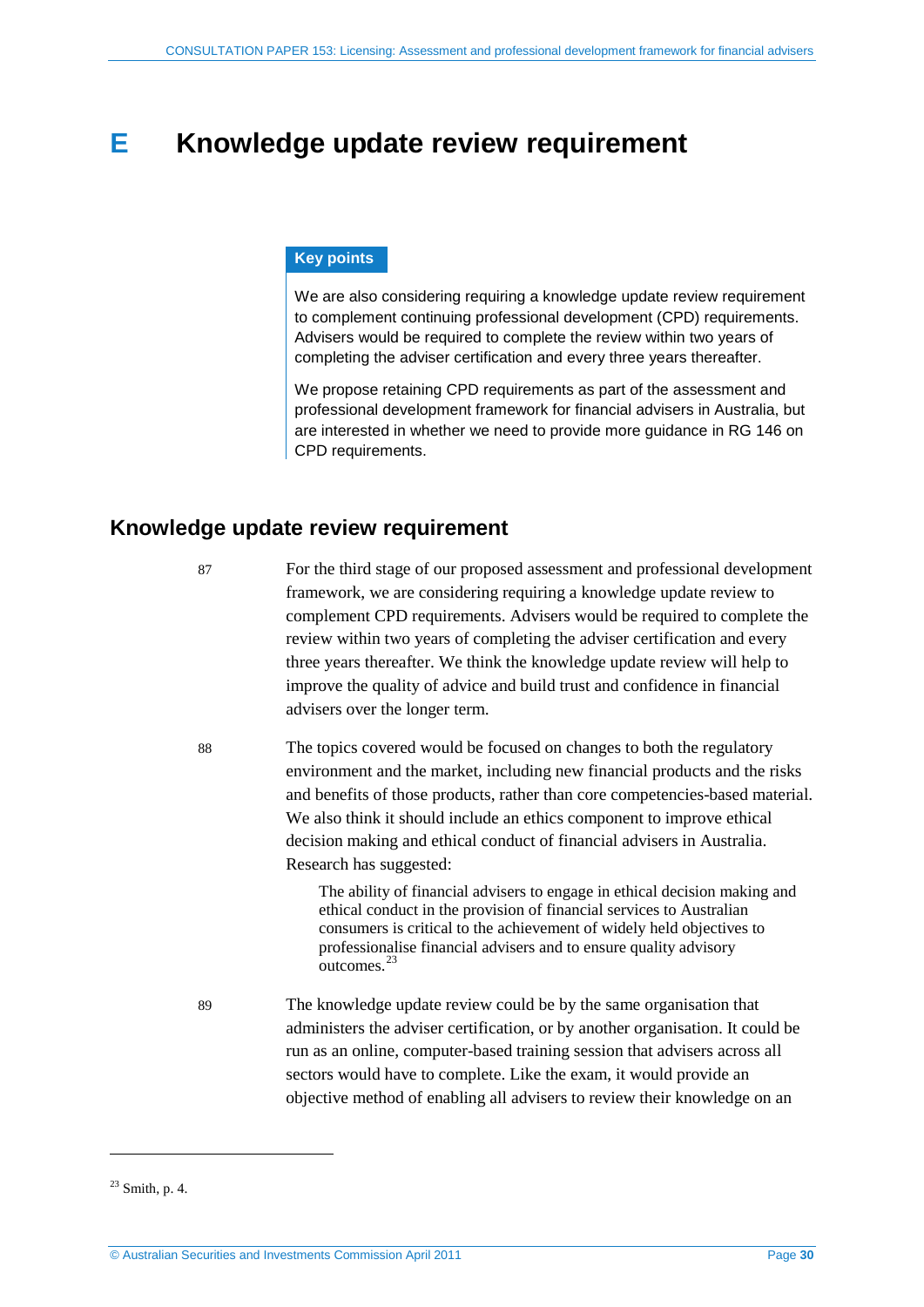# E Knowledge update review requirement

**Key points**

We are also considering requiring a knowledge update review requirement to complement continuing professional development (CPD) requirements. Advisers would be required to complete the review within two years of completing the adviser certification and every three years thereafter.

We propose retaining CPD requirements as part of the assessment and professional development framework for financial advisers in Australia, but are interested in whether we need to provide more guidance in RG 146 on CPD requirements.

## Knowledge update review requirement

87 For the third stage of our proposed assessment and professional development framework, we are considering requiring a knowledge update review to complement CPD requirements. Advisers would be required to complete the review within two years of completing the adviser certification and every three years thereafter. We think the knowledge update review will help to improve the quality of advice and build trust and confidence in financial advisers over the longer term.

88 The topics covered would be focused on changes to both the regulatory environment and the market, including new financial products and the risks and benefits of those products, rather than core competencies-based material. We also think it should include an ethics component to improve ethical decision making and ethical conduct of financial advisers in Australia. Research has suggested:

> The ability of financial advisers to engage in ethical decision making and ethical conduct in the provision of financial services to Australian consumers is critical to the achievement of widely held objectives to professionalise financial advisers and to ensure quality advisory outcomes.[23]

89 The knowledge update review could be by the same organisation that administers the adviser certification, or by another organisation. It could be run as an online, computer-based training session that advisers across all sectors would have to complete. Like the exam, it would provide an objective method of enabling all advisers to review their knowledge on an

[23] Smith, p. 4.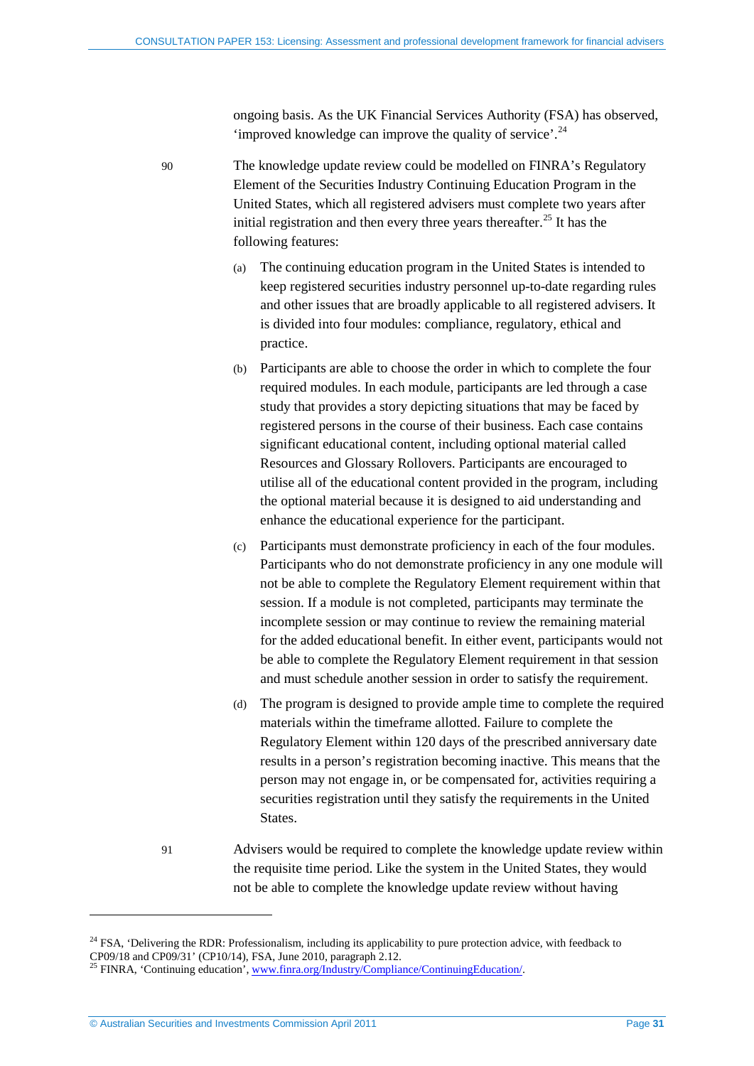ongoing basis. As the UK Financial Services Authority (FSA) has observed, 'improved knowledge can improve the quality of service'.[24]

90 The knowledge update review could be modelled on FINRA's Regulatory Element of the Securities Industry Continuing Education Program in the United States, which all registered advisers must complete two years after initial registration and then every three years thereafter.[25] It has the following features:

(a) The continuing education program in the United States is intended to keep registered securities industry personnel up-to-date regarding rules and other issues that are broadly applicable to all registered advisers. It is divided into four modules: compliance, regulatory, ethical and practice.

(b) Participants are able to choose the order in which to complete the four required modules. In each module, participants are led through a case study that provides a story depicting situations that may be faced by registered persons in the course of their business. Each case contains significant educational content, including optional material called Resources and Glossary Rollovers. Participants are encouraged to utilise all of the educational content provided in the program, including the optional material because it is designed to aid understanding and enhance the educational experience for the participant.

(c) Participants must demonstrate proficiency in each of the four modules. Participants who do not demonstrate proficiency in any one module will not be able to complete the Regulatory Element requirement within that session. If a module is not completed, participants may terminate the incomplete session or may continue to review the remaining material for the added educational benefit. In either event, participants would not be able to complete the Regulatory Element requirement in that session and must schedule another session in order to satisfy the requirement.

(d) The program is designed to provide ample time to complete the required materials within the timeframe allotted. Failure to complete the Regulatory Element within 120 days of the prescribed anniversary date results in a person's registration becoming inactive. This means that the person may not engage in, or be compensated for, activities requiring a securities registration until they satisfy the requirements in the United States.

91 Advisers would be required to complete the knowledge update review within the requisite time period. Like the system in the United States, they would not be able to complete the knowledge update review without having

---

[24] FSA, 'Delivering the RDR: Professionalism, including its applicability to pure protection advice, with feedback to CP09/18 and CP09/31' (CP10/14), FSA, June 2010, paragraph 2.12.

[25] FINRA, 'Continuing education', www.finra.org/Industry/Compliance/ContinuingEducation/.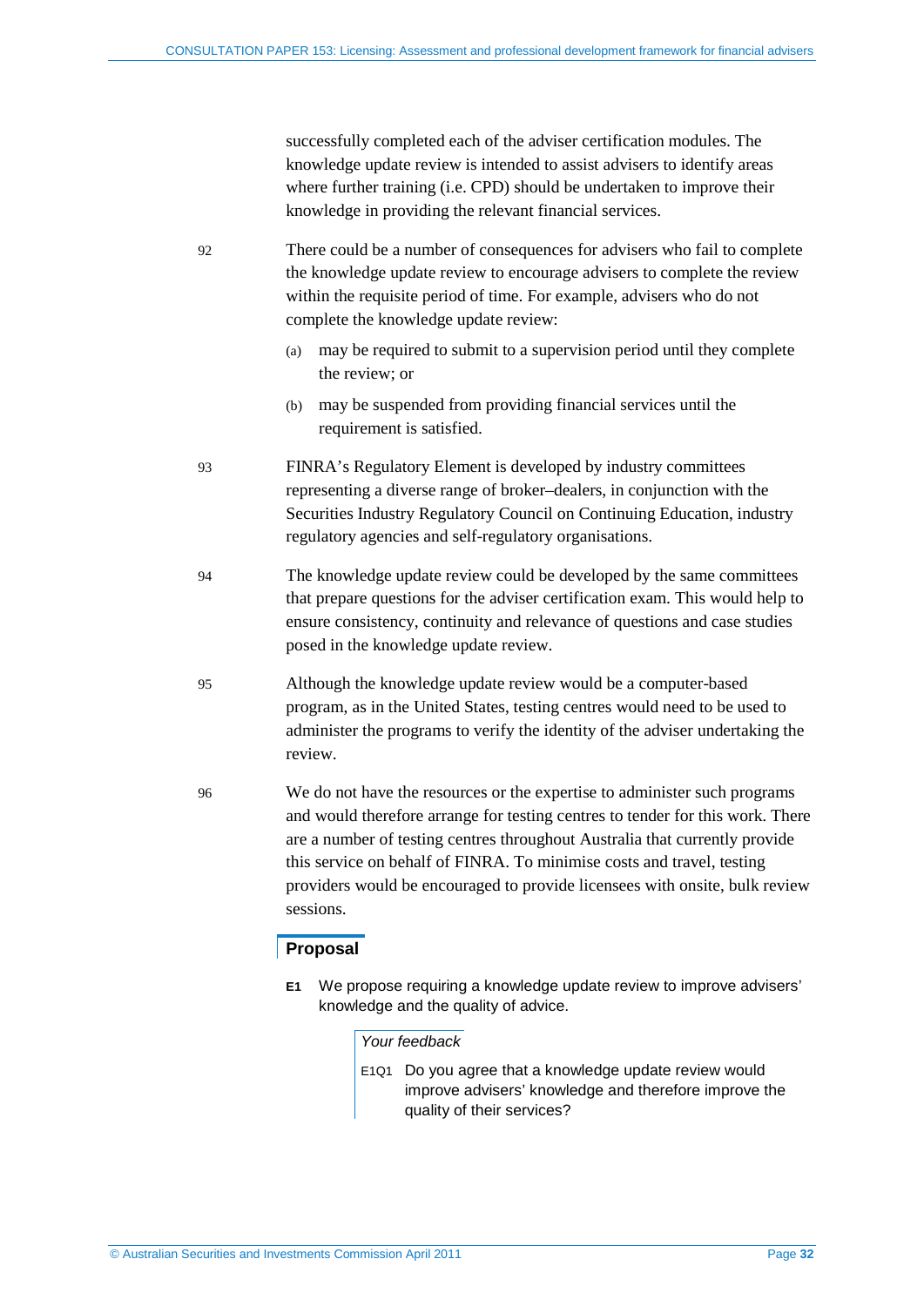successfully completed each of the adviser certification modules. The knowledge update review is intended to assist advisers to identify areas where further training (i.e. CPD) should be undertaken to improve their knowledge in providing the relevant financial services.

92 There could be a number of consequences for advisers who fail to complete the knowledge update review to encourage advisers to complete the review within the requisite period of time. For example, advisers who do not complete the knowledge update review:

(a) may be required to submit to a supervision period until they complete the review; or

(b) may be suspended from providing financial services until the requirement is satisfied.

93 FINRA's Regulatory Element is developed by industry committees representing a diverse range of broker–dealers, in conjunction with the Securities Industry Regulatory Council on Continuing Education, industry regulatory agencies and self-regulatory organisations.

94 The knowledge update review could be developed by the same committees that prepare questions for the adviser certification exam. This would help to ensure consistency, continuity and relevance of questions and case studies posed in the knowledge update review.

95 Although the knowledge update review would be a computer-based program, as in the United States, testing centres would need to be used to administer the programs to verify the identity of the adviser undertaking the review.

96 We do not have the resources or the expertise to administer such programs and would therefore arrange for testing centres to tender for this work. There are a number of testing centres throughout Australia that currently provide this service on behalf of FINRA. To minimise costs and travel, testing providers would be encouraged to provide licensees with onsite, bulk review sessions.

### Proposal

**E1** We propose requiring a knowledge update review to improve advisers' knowledge and the quality of advice.

*Your feedback*

E1Q1 Do you agree that a knowledge update review would improve advisers' knowledge and therefore improve the quality of their services?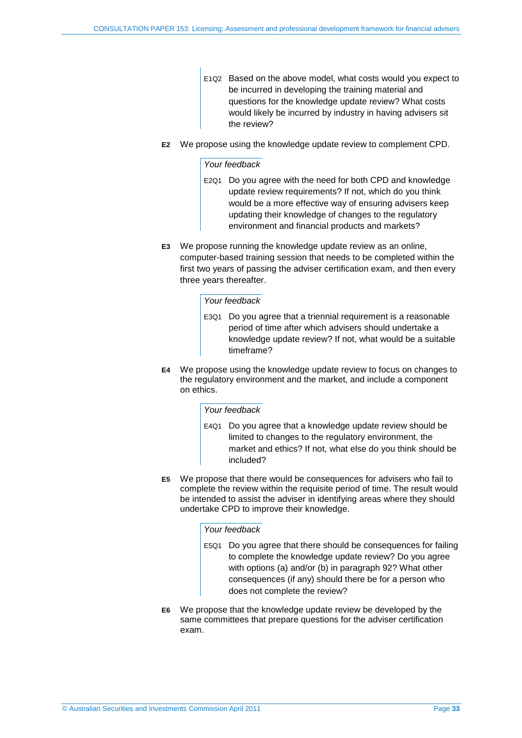E1Q2 Based on the above model, what costs would you expect to be incurred in developing the training material and questions for the knowledge update review? What costs would likely be incurred by industry in having advisers sit the review?

**E2** We propose using the knowledge update review to complement CPD.

*Your feedback*

E2Q1 Do you agree with the need for both CPD and knowledge update review requirements? If not, which do you think would be a more effective way of ensuring advisers keep updating their knowledge of changes to the regulatory environment and financial products and markets?

**E3** We propose running the knowledge update review as an online, computer-based training session that needs to be completed within the first two years of passing the adviser certification exam, and then every three years thereafter.

*Your feedback*

E3Q1 Do you agree that a triennial requirement is a reasonable period of time after which advisers should undertake a knowledge update review? If not, what would be a suitable timeframe?

**E4** We propose using the knowledge update review to focus on changes to the regulatory environment and the market, and include a component on ethics.

*Your feedback*

E4Q1 Do you agree that a knowledge update review should be limited to changes to the regulatory environment, the market and ethics? If not, what else do you think should be included?

**E5** We propose that there would be consequences for advisers who fail to complete the review within the requisite period of time. The result would be intended to assist the adviser in identifying areas where they should undertake CPD to improve their knowledge.

*Your feedback*

E5Q1 Do you agree that there should be consequences for failing to complete the knowledge update review? Do you agree with options (a) and/or (b) in paragraph 92? What other consequences (if any) should there be for a person who does not complete the review?

**E6** We propose that the knowledge update review be developed by the same committees that prepare questions for the adviser certification exam.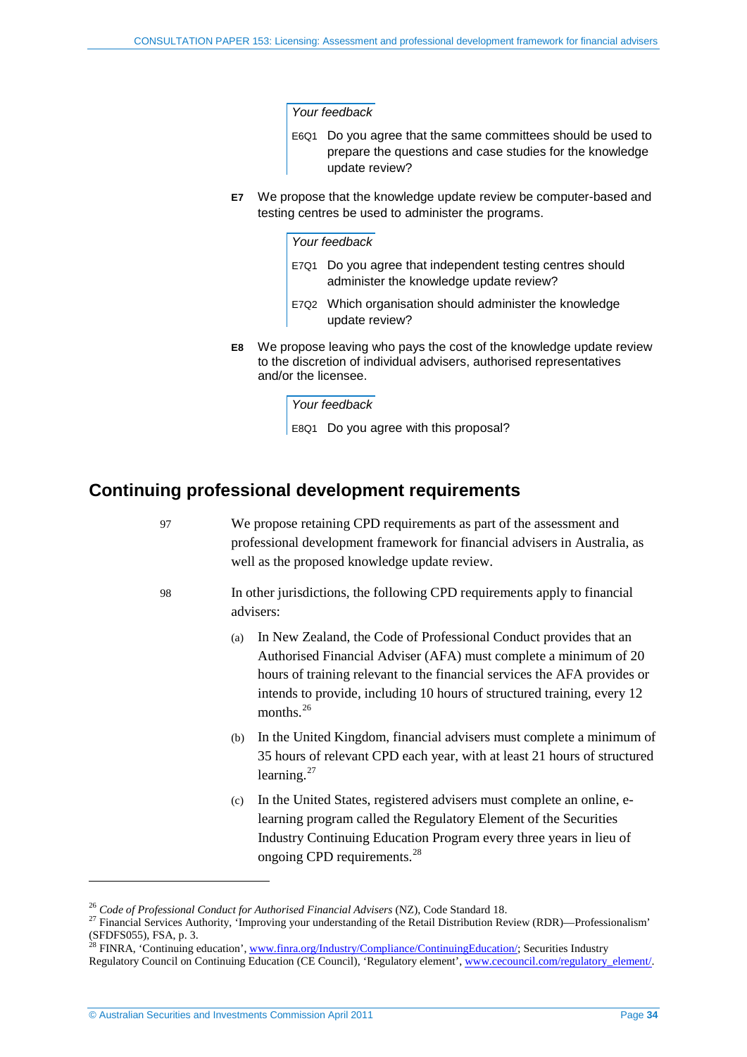*Your feedback*

E6Q1 Do you agree that the same committees should be used to prepare the questions and case studies for the knowledge update review?

**E7** We propose that the knowledge update review be computer-based and testing centres be used to administer the programs.

*Your feedback*

E7Q1 Do you agree that independent testing centres should administer the knowledge update review?

E7Q2 Which organisation should administer the knowledge update review?

**E8** We propose leaving who pays the cost of the knowledge update review to the discretion of individual advisers, authorised representatives and/or the licensee.

*Your feedback*

E8Q1 Do you agree with this proposal?

## Continuing professional development requirements

97 We propose retaining CPD requirements as part of the assessment and professional development framework for financial advisers in Australia, as well as the proposed knowledge update review.

98 In other jurisdictions, the following CPD requirements apply to financial advisers:

(a) In New Zealand, the Code of Professional Conduct provides that an Authorised Financial Adviser (AFA) must complete a minimum of 20 hours of training relevant to the financial services the AFA provides or intends to provide, including 10 hours of structured training, every 12 months.[26]

(b) In the United Kingdom, financial advisers must complete a minimum of 35 hours of relevant CPD each year, with at least 21 hours of structured learning.[27]

(c) In the United States, registered advisers must complete an online, e-learning program called the Regulatory Element of the Securities Industry Continuing Education Program every three years in lieu of ongoing CPD requirements.[28]

---

[26] *Code of Professional Conduct for Authorised Financial Advisers* (NZ), Code Standard 18.

[27] Financial Services Authority, 'Improving your understanding of the Retail Distribution Review (RDR)—Professionalism' (SFDFS055), FSA, p. 3.

[28] FINRA, 'Continuing education', www.finra.org/Industry/Compliance/ContinuingEducation/; Securities Industry Regulatory Council on Continuing Education (CE Council), 'Regulatory element', www.cecouncil.com/regulatory_element/.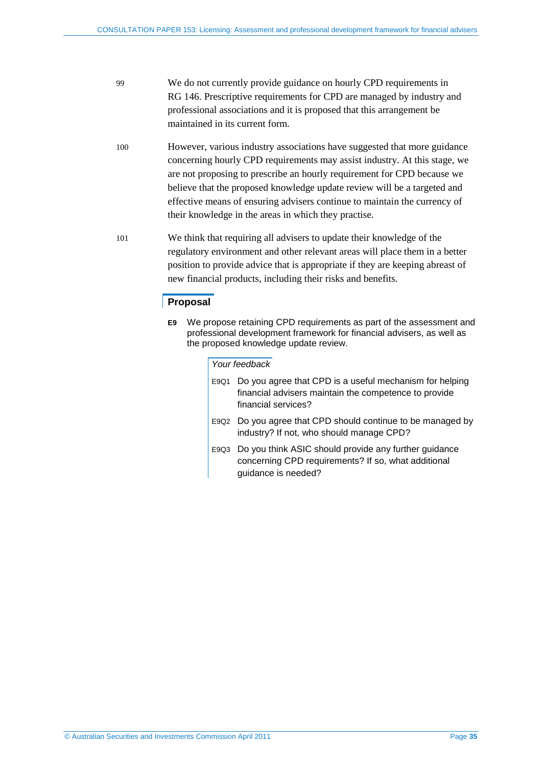99 We do not currently provide guidance on hourly CPD requirements in RG 146. Prescriptive requirements for CPD are managed by industry and professional associations and it is proposed that this arrangement be maintained in its current form.

100 However, various industry associations have suggested that more guidance concerning hourly CPD requirements may assist industry. At this stage, we are not proposing to prescribe an hourly requirement for CPD because we believe that the proposed knowledge update review will be a targeted and effective means of ensuring advisers continue to maintain the currency of their knowledge in the areas in which they practise.

101 We think that requiring all advisers to update their knowledge of the regulatory environment and other relevant areas will place them in a better position to provide advice that is appropriate if they are keeping abreast of new financial products, including their risks and benefits.

## Proposal

**E9** We propose retaining CPD requirements as part of the assessment and professional development framework for financial advisers, as well as the proposed knowledge update review.

*Your feedback*

E9Q1 Do you agree that CPD is a useful mechanism for helping financial advisers maintain the competence to provide financial services?

E9Q2 Do you agree that CPD should continue to be managed by industry? If not, who should manage CPD?

E9Q3 Do you think ASIC should provide any further guidance concerning CPD requirements? If so, what additional guidance is needed?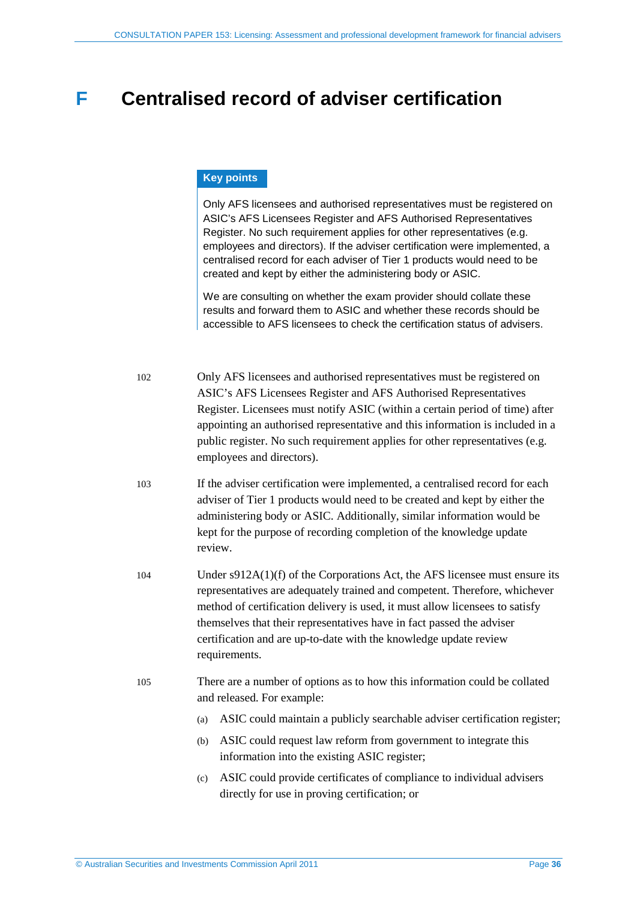# F Centralised record of adviser certification

> **Key points**
>
> Only AFS licensees and authorised representatives must be registered on ASIC's AFS Licensees Register and AFS Authorised Representatives Register. No such requirement applies for other representatives (e.g. employees and directors). If the adviser certification were implemented, a centralised record for each adviser of Tier 1 products would need to be created and kept by either the administering body or ASIC.
>
> We are consulting on whether the exam provider should collate these results and forward them to ASIC and whether these records should be accessible to AFS licensees to check the certification status of advisers.

102 Only AFS licensees and authorised representatives must be registered on ASIC's AFS Licensees Register and AFS Authorised Representatives Register. Licensees must notify ASIC (within a certain period of time) after appointing an authorised representative and this information is included in a public register. No such requirement applies for other representatives (e.g. employees and directors).

103 If the adviser certification were implemented, a centralised record for each adviser of Tier 1 products would need to be created and kept by either the administering body or ASIC. Additionally, similar information would be kept for the purpose of recording completion of the knowledge update review.

104 Under s912A(1)(f) of the Corporations Act, the AFS licensee must ensure its representatives are adequately trained and competent. Therefore, whichever method of certification delivery is used, it must allow licensees to satisfy themselves that their representatives have in fact passed the adviser certification and are up-to-date with the knowledge update review requirements.

105 There are a number of options as to how this information could be collated and released. For example:

(a) ASIC could maintain a publicly searchable adviser certification register;

(b) ASIC could request law reform from government to integrate this information into the existing ASIC register;

(c) ASIC could provide certificates of compliance to individual advisers directly for use in proving certification; or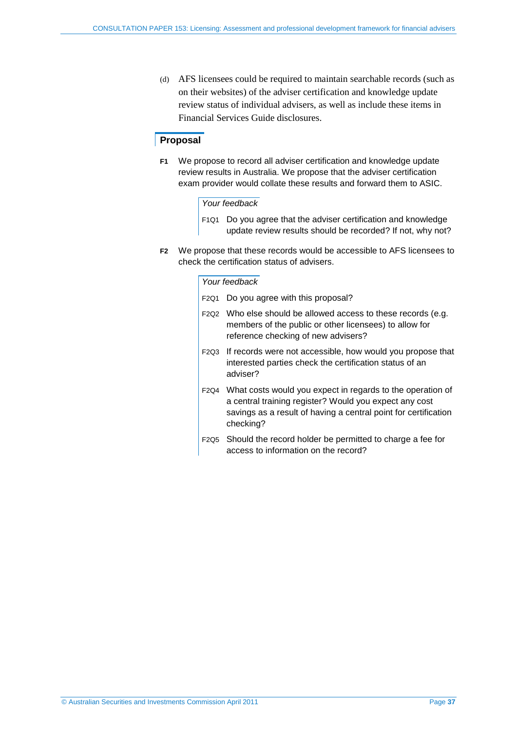(d) AFS licensees could be required to maintain searchable records (such as on their websites) of the adviser certification and knowledge update review status of individual advisers, as well as include these items in Financial Services Guide disclosures.

## Proposal

**F1** We propose to record all adviser certification and knowledge update review results in Australia. We propose that the adviser certification exam provider would collate these results and forward them to ASIC.

*Your feedback*

F1Q1 Do you agree that the adviser certification and knowledge update review results should be recorded? If not, why not?

**F2** We propose that these records would be accessible to AFS licensees to check the certification status of advisers.

*Your feedback*

F2Q1 Do you agree with this proposal?

F2Q2 Who else should be allowed access to these records (e.g. members of the public or other licensees) to allow for reference checking of new advisers?

F2Q3 If records were not accessible, how would you propose that interested parties check the certification status of an adviser?

F2Q4 What costs would you expect in regards to the operation of a central training register? Would you expect any cost savings as a result of having a central point for certification checking?

F2Q5 Should the record holder be permitted to charge a fee for access to information on the record?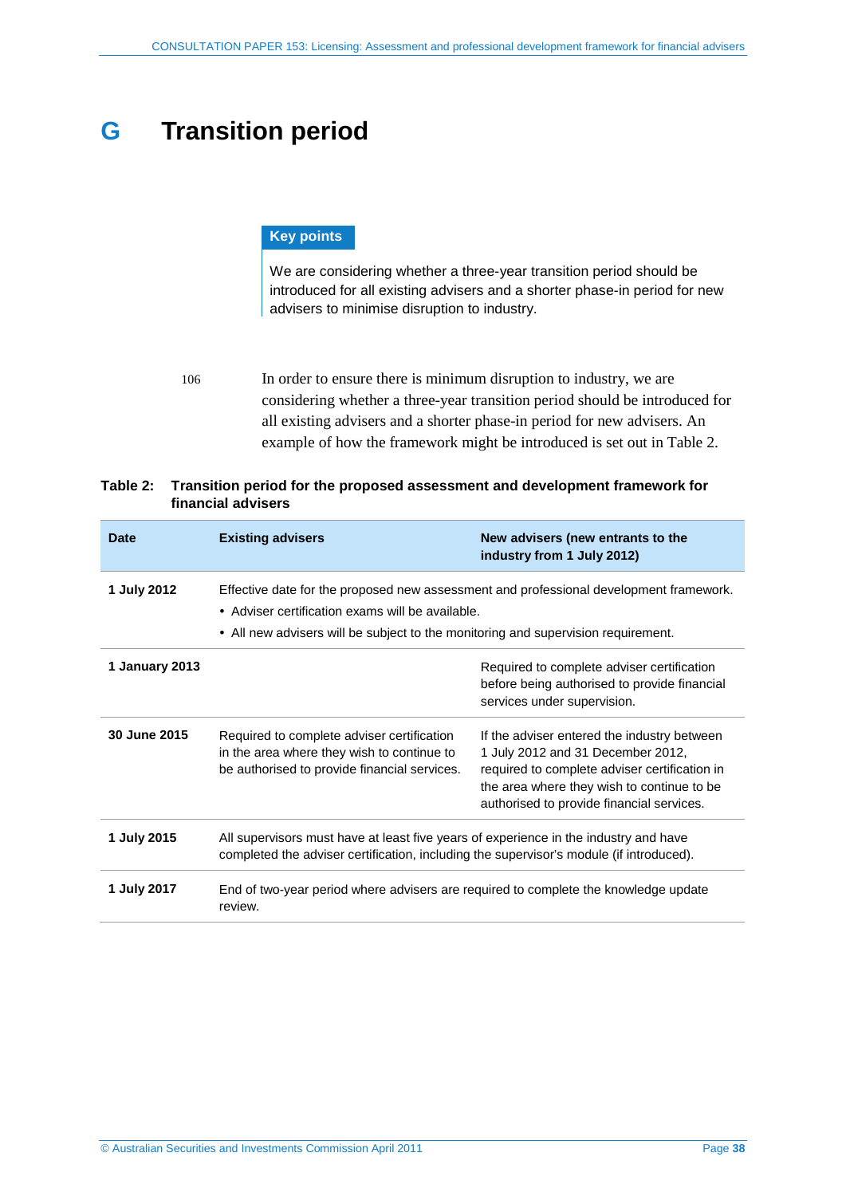# G Transition period

**Key points**

We are considering whether a three-year transition period should be introduced for all existing advisers and a shorter phase-in period for new advisers to minimise disruption to industry.

106 In order to ensure there is minimum disruption to industry, we are considering whether a three-year transition period should be introduced for all existing advisers and a shorter phase-in period for new advisers. An example of how the framework might be introduced is set out in Table 2.

**Table 2: Transition period for the proposed assessment and development framework for financial advisers**

| Date | Existing advisers | New advisers (new entrants to the industry from 1 July 2012) |
|---|---|---|
| **1 July 2012** | Effective date for the proposed new assessment and professional development framework.<br>• Adviser certification exams will be available.<br>• All new advisers will be subject to the monitoring and supervision requirement. | |
| **1 January 2013** | | Required to complete adviser certification before being authorised to provide financial services under supervision. |
| **30 June 2015** | Required to complete adviser certification in the area where they wish to continue to be authorised to provide financial services. | If the adviser entered the industry between 1 July 2012 and 31 December 2012, required to complete adviser certification in the area where they wish to continue to be authorised to provide financial services. |
| **1 July 2015** | All supervisors must have at least five years of experience in the industry and have completed the adviser certification, including the supervisor's module (if introduced). | |
| **1 July 2017** | End of two-year period where advisers are required to complete the knowledge update review. | |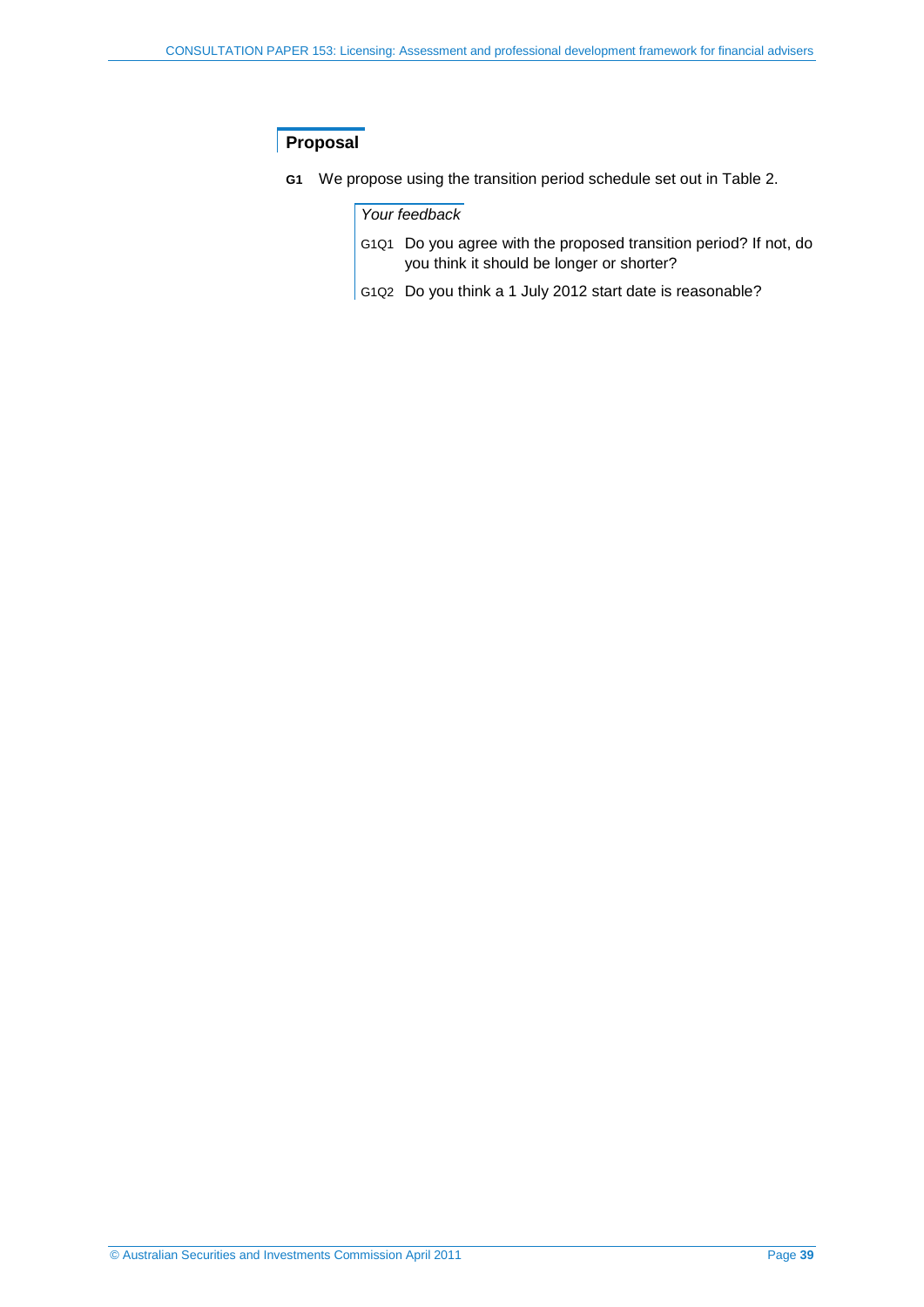## Proposal

**G1** We propose using the transition period schedule set out in Table 2.

*Your feedback*

G1Q1 Do you agree with the proposed transition period? If not, do you think it should be longer or shorter?

G1Q2 Do you think a 1 July 2012 start date is reasonable?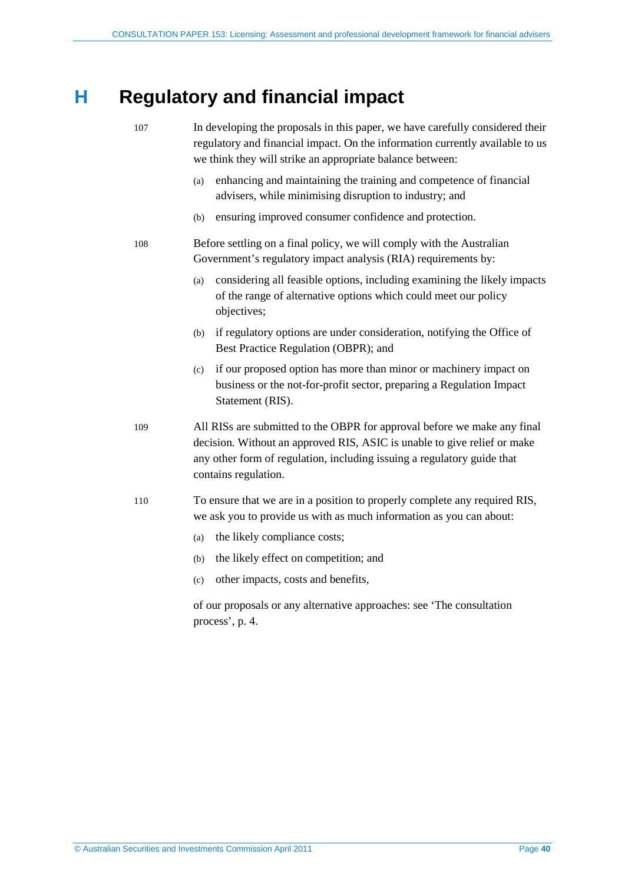# H Regulatory and financial impact

107 In developing the proposals in this paper, we have carefully considered their regulatory and financial impact. On the information currently available to us we think they will strike an appropriate balance between:

(a) enhancing and maintaining the training and competence of financial advisers, while minimising disruption to industry; and

(b) ensuring improved consumer confidence and protection.

108 Before settling on a final policy, we will comply with the Australian Government's regulatory impact analysis (RIA) requirements by:

(a) considering all feasible options, including examining the likely impacts of the range of alternative options which could meet our policy objectives;

(b) if regulatory options are under consideration, notifying the Office of Best Practice Regulation (OBPR); and

(c) if our proposed option has more than minor or machinery impact on business or the not-for-profit sector, preparing a Regulation Impact Statement (RIS).

109 All RISs are submitted to the OBPR for approval before we make any final decision. Without an approved RIS, ASIC is unable to give relief or make any other form of regulation, including issuing a regulatory guide that contains regulation.

110 To ensure that we are in a position to properly complete any required RIS, we ask you to provide us with as much information as you can about:

(a) the likely compliance costs;

(b) the likely effect on competition; and

(c) other impacts, costs and benefits,

of our proposals or any alternative approaches: see 'The consultation process', p. 4.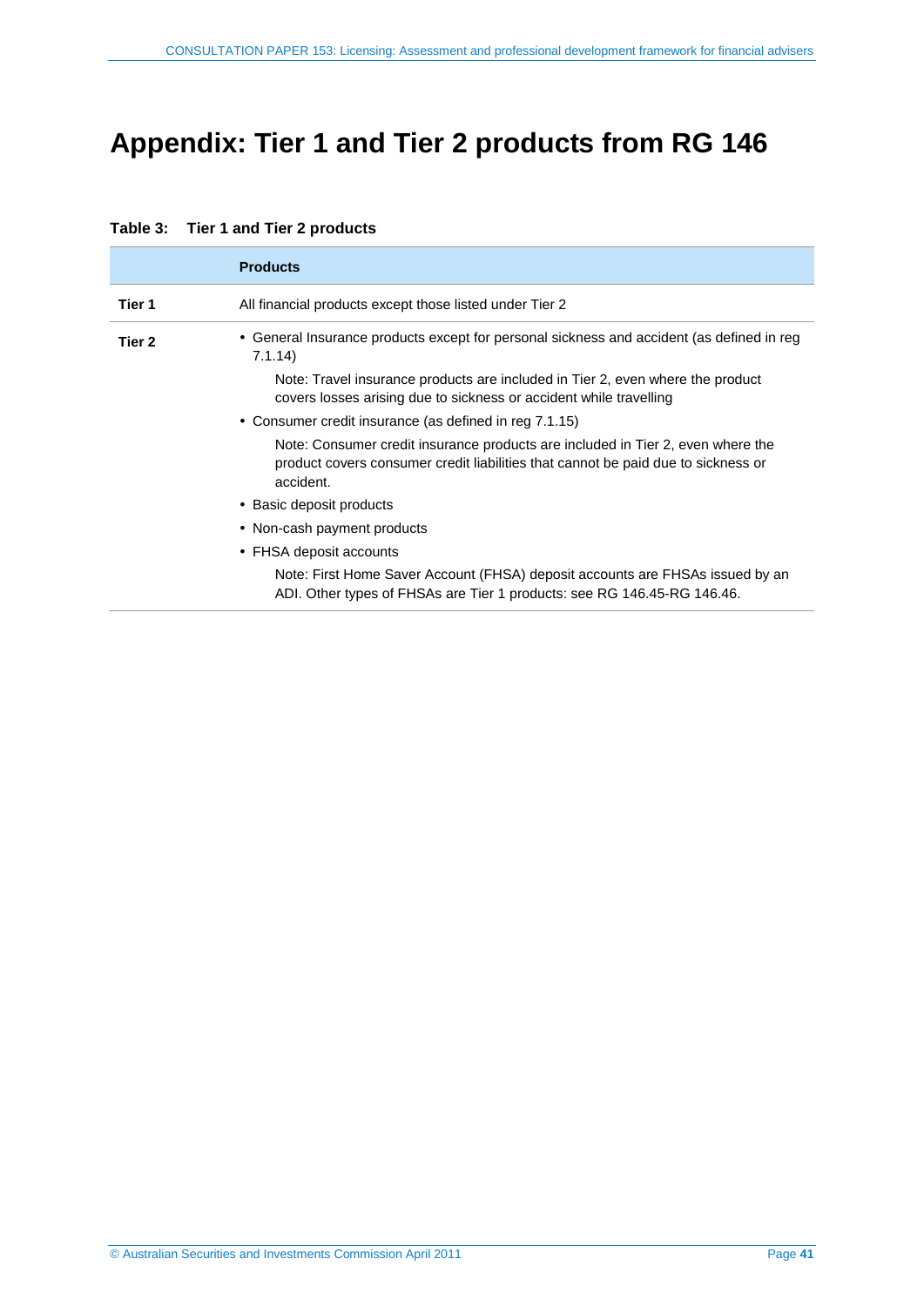# Appendix: Tier 1 and Tier 2 products from RG 146

**Table 3: Tier 1 and Tier 2 products**

| | Products |
|---|---|
| **Tier 1** | All financial products except those listed under Tier 2 |
| **Tier 2** | • General Insurance products except for personal sickness and accident (as defined in reg 7.1.14)<br>Note: Travel insurance products are included in Tier 2, even where the product covers losses arising due to sickness or accident while travelling<br>• Consumer credit insurance (as defined in reg 7.1.15)<br>Note: Consumer credit insurance products are included in Tier 2, even where the product covers consumer credit liabilities that cannot be paid due to sickness or accident.<br>• Basic deposit products<br>• Non-cash payment products<br>• FHSA deposit accounts<br>Note: First Home Saver Account (FHSA) deposit accounts are FHSAs issued by an ADI. Other types of FHSAs are Tier 1 products: see RG 146.45-RG 146.46. |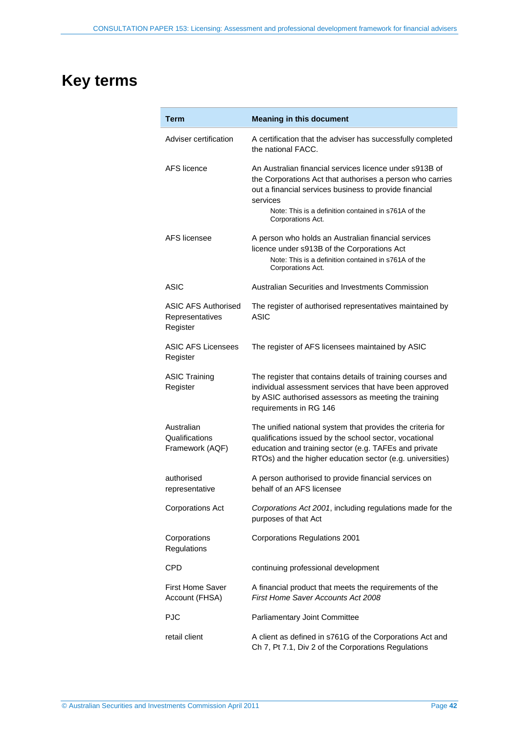# Key terms

| Term | Meaning in this document |
|---|---|
| Adviser certification | A certification that the adviser has successfully completed the national FACC. |
| AFS licence | An Australian financial services licence under s913B of the Corporations Act that authorises a person who carries out a financial services business to provide financial services<br>Note: This is a definition contained in s761A of the Corporations Act. |
| AFS licensee | A person who holds an Australian financial services licence under s913B of the Corporations Act<br>Note: This is a definition contained in s761A of the Corporations Act. |
| ASIC | Australian Securities and Investments Commission |
| ASIC AFS Authorised Representatives Register | The register of authorised representatives maintained by ASIC |
| ASIC AFS Licensees Register | The register of AFS licensees maintained by ASIC |
| ASIC Training Register | The register that contains details of training courses and individual assessment services that have been approved by ASIC authorised assessors as meeting the training requirements in RG 146 |
| Australian Qualifications Framework (AQF) | The unified national system that provides the criteria for qualifications issued by the school sector, vocational education and training sector (e.g. TAFEs and private RTOs) and the higher education sector (e.g. universities) |
| authorised representative | A person authorised to provide financial services on behalf of an AFS licensee |
| Corporations Act | *Corporations Act 2001*, including regulations made for the purposes of that Act |
| Corporations Regulations | Corporations Regulations 2001 |
| CPD | continuing professional development |
| First Home Saver Account (FHSA) | A financial product that meets the requirements of the *First Home Saver Accounts Act 2008* |
| PJC | Parliamentary Joint Committee |
| retail client | A client as defined in s761G of the Corporations Act and Ch 7, Pt 7.1, Div 2 of the Corporations Regulations |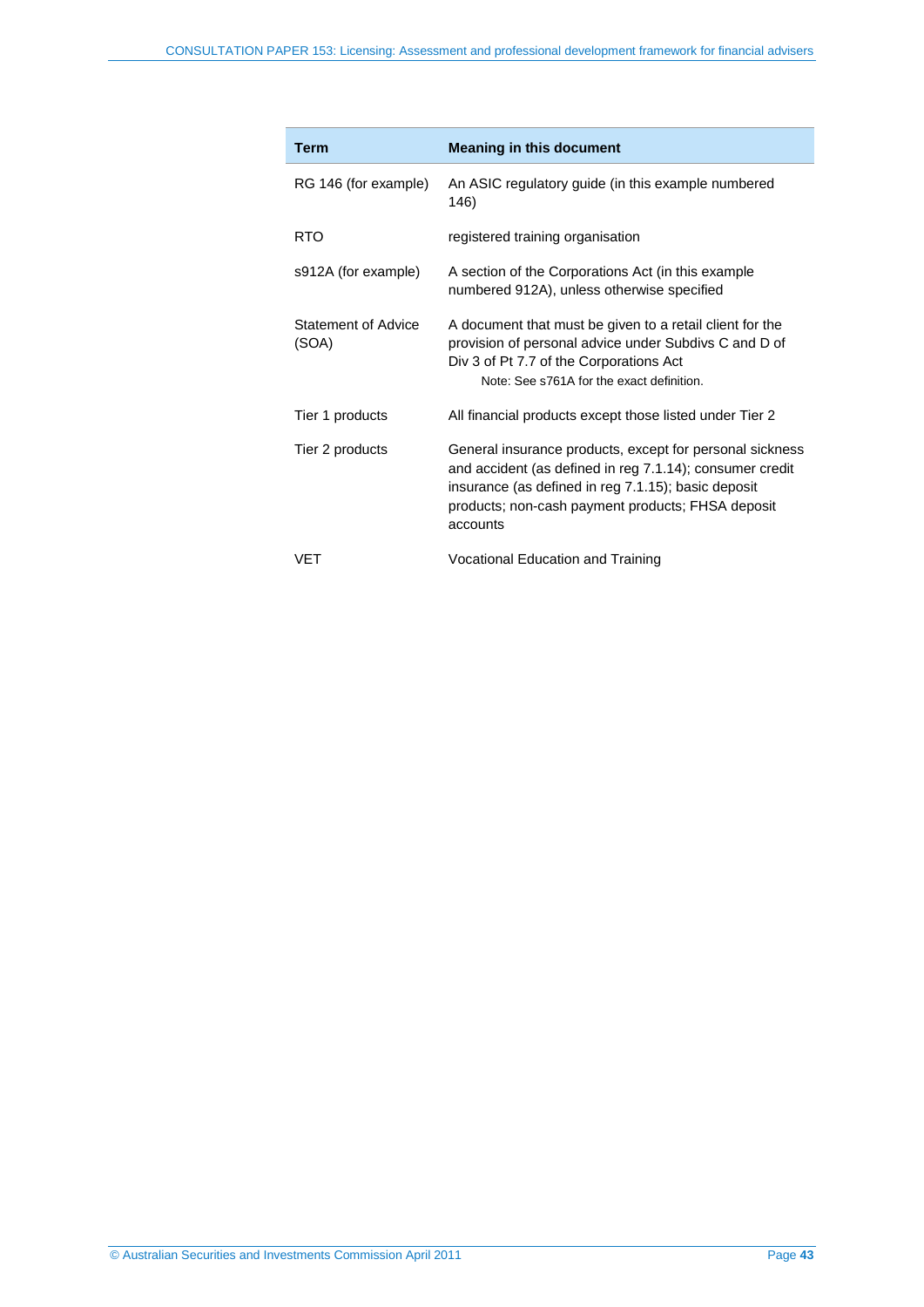| Term | Meaning in this document |
|---|---|
| RG 146 (for example) | An ASIC regulatory guide (in this example numbered 146) |
| RTO | registered training organisation |
| s912A (for example) | A section of the Corporations Act (in this example numbered 912A), unless otherwise specified |
| Statement of Advice (SOA) | A document that must be given to a retail client for the provision of personal advice under Subdivs C and D of Div 3 of Pt 7.7 of the Corporations Act<br>Note: See s761A for the exact definition. |
| Tier 1 products | All financial products except those listed under Tier 2 |
| Tier 2 products | General insurance products, except for personal sickness and accident (as defined in reg 7.1.14); consumer credit insurance (as defined in reg 7.1.15); basic deposit products; non-cash payment products; FHSA deposit accounts |
| VET | Vocational Education and Training |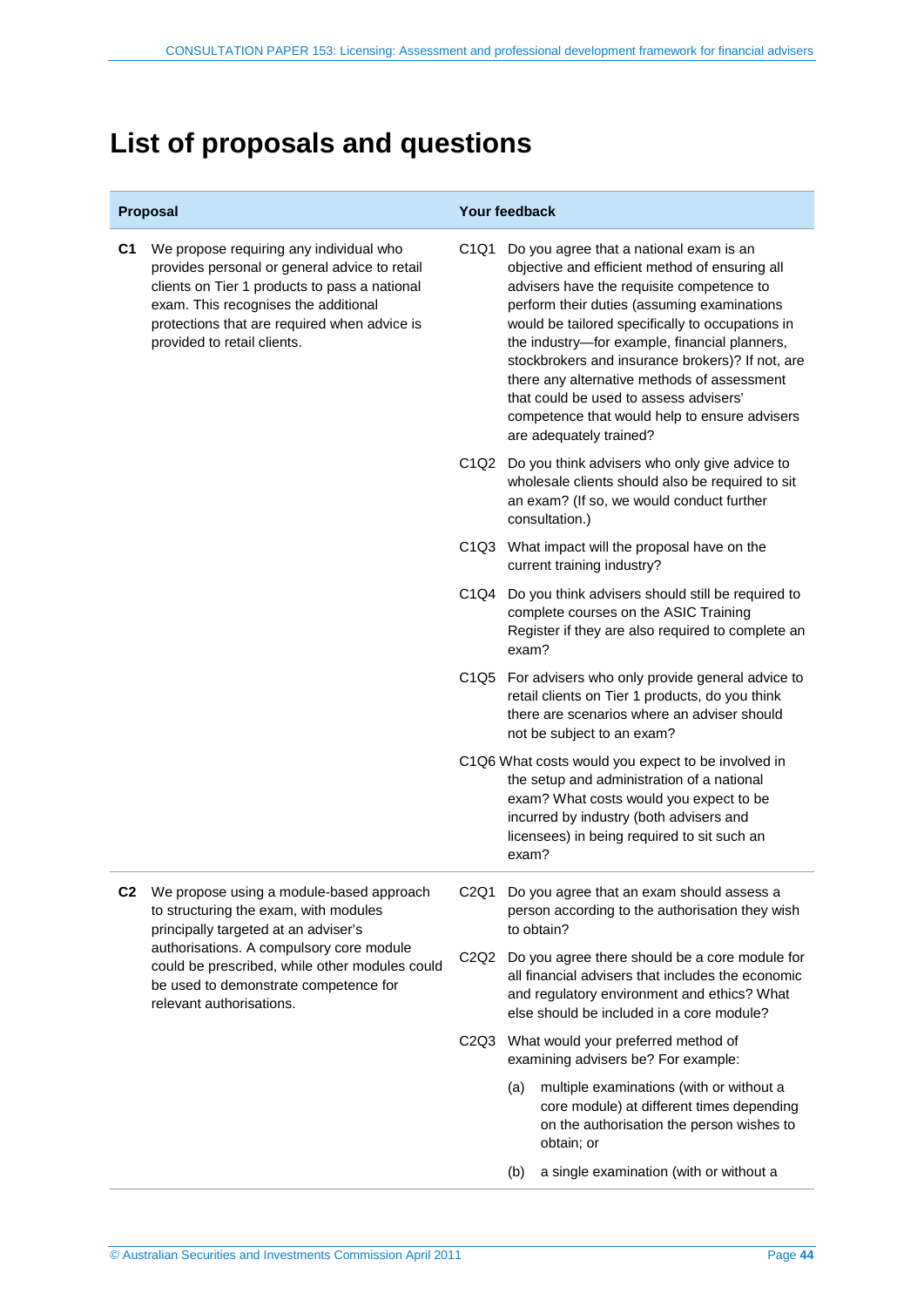# List of proposals and questions

| Proposal | Your feedback |
|---|---|
| **C1** We propose requiring any individual who provides personal or general advice to retail clients on Tier 1 products to pass a national exam. This recognises the additional protections that are required when advice is provided to retail clients. | C1Q1 Do you agree that a national exam is an objective and efficient method of ensuring all advisers have the requisite competence to perform their duties (assuming examinations would be tailored specifically to occupations in the industry—for example, financial planners, stockbrokers and insurance brokers)? If not, are there any alternative methods of assessment that could be used to assess advisers' competence that would help to ensure advisers are adequately trained? |
| | C1Q2 Do you think advisers who only give advice to wholesale clients should also be required to sit an exam? (If so, we would conduct further consultation.) |
| | C1Q3 What impact will the proposal have on the current training industry? |
| | C1Q4 Do you think advisers should still be required to complete courses on the ASIC Training Register if they are also required to complete an exam? |
| | C1Q5 For advisers who only provide general advice to retail clients on Tier 1 products, do you think there are scenarios where an adviser should not be subject to an exam? |
| | C1Q6 What costs would you expect to be involved in the setup and administration of a national exam? What costs would you expect to be incurred by industry (both advisers and licensees) in being required to sit such an exam? |
| **C2** We propose using a module-based approach to structuring the exam, with modules principally targeted at an adviser's authorisations. A compulsory core module could be prescribed, while other modules could be used to demonstrate competence for relevant authorisations. | C2Q1 Do you agree that an exam should assess a person according to the authorisation they wish to obtain? |
| | C2Q2 Do you agree there should be a core module for all financial advisers that includes the economic and regulatory environment and ethics? What else should be included in a core module? |
| | C2Q3 What would your preferred method of examining advisers be? For example:<br>(a) multiple examinations (with or without a core module) at different times depending on the authorisation the person wishes to obtain; or<br>(b) a single examination (with or without a |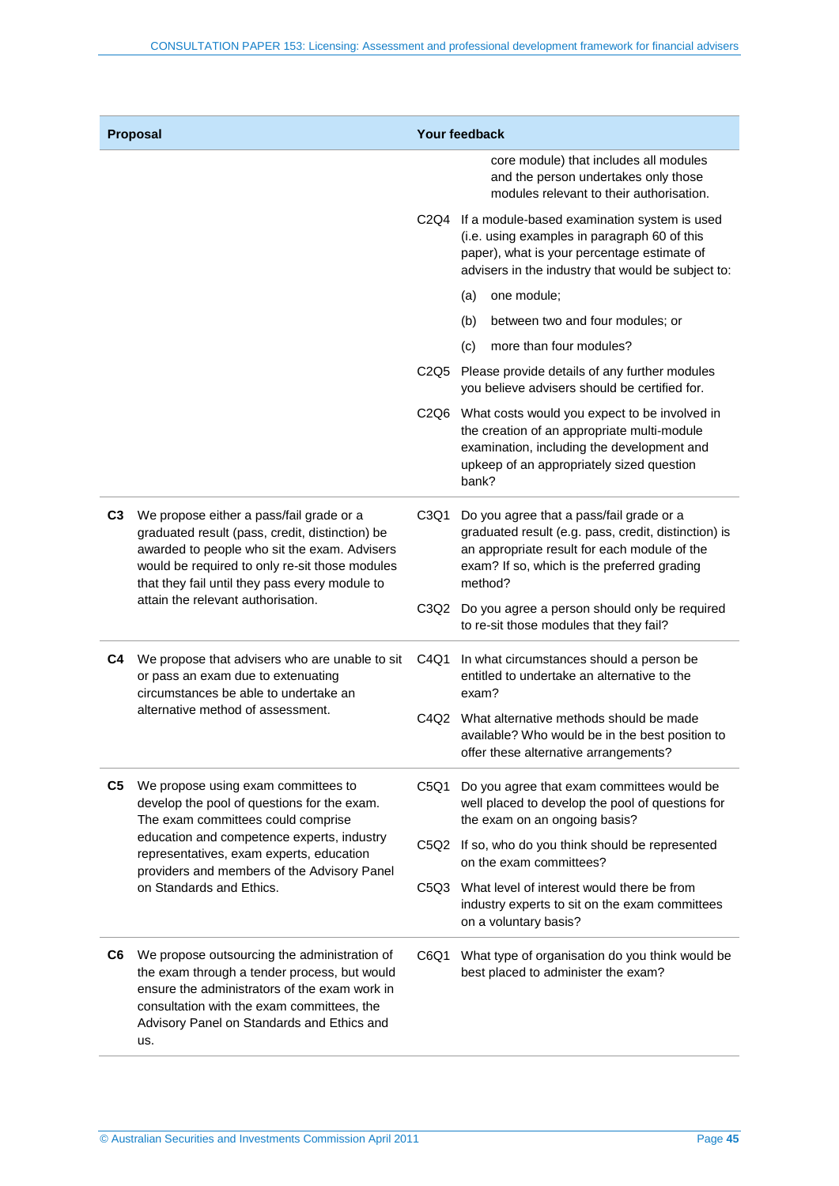| Proposal | | Your feedback | |
|---|---|---|---|
| | | | core module) that includes all modules and the person undertakes only those modules relevant to their authorisation. |
| | | C2Q4 | If a module-based examination system is used (i.e. using examples in paragraph 60 of this paper), what is your percentage estimate of advisers in the industry that would be subject to:<br>(a) one module;<br>(b) between two and four modules; or<br>(c) more than four modules? |
| | | C2Q5 | Please provide details of any further modules you believe advisers should be certified for. |
| | | C2Q6 | What costs would you expect to be involved in the creation of an appropriate multi-module examination, including the development and upkeep of an appropriately sized question bank? |
| **C3** | We propose either a pass/fail grade or a graduated result (pass, credit, distinction) be awarded to people who sit the exam. Advisers would be required to only re-sit those modules that they fail until they pass every module to attain the relevant authorisation. | C3Q1 | Do you agree that a pass/fail grade or a graduated result (e.g. pass, credit, distinction) is an appropriate result for each module of the exam? If so, which is the preferred grading method? |
| | | C3Q2 | Do you agree a person should only be required to re-sit those modules that they fail? |
| **C4** | We propose that advisers who are unable to sit or pass an exam due to extenuating circumstances be able to undertake an alternative method of assessment. | C4Q1 | In what circumstances should a person be entitled to undertake an alternative to the exam? |
| | | C4Q2 | What alternative methods should be made available? Who would be in the best position to offer these alternative arrangements? |
| **C5** | We propose using exam committees to develop the pool of questions for the exam. The exam committees could comprise education and competence experts, industry representatives, exam experts, education providers and members of the Advisory Panel on Standards and Ethics. | C5Q1 | Do you agree that exam committees would be well placed to develop the pool of questions for the exam on an ongoing basis? |
| | | C5Q2 | If so, who do you think should be represented on the exam committees? |
| | | C5Q3 | What level of interest would there be from industry experts to sit on the exam committees on a voluntary basis? |
| **C6** | We propose outsourcing the administration of the exam through a tender process, but would ensure the administrators of the exam work in consultation with the exam committees, the Advisory Panel on Standards and Ethics and us. | C6Q1 | What type of organisation do you think would be best placed to administer the exam? |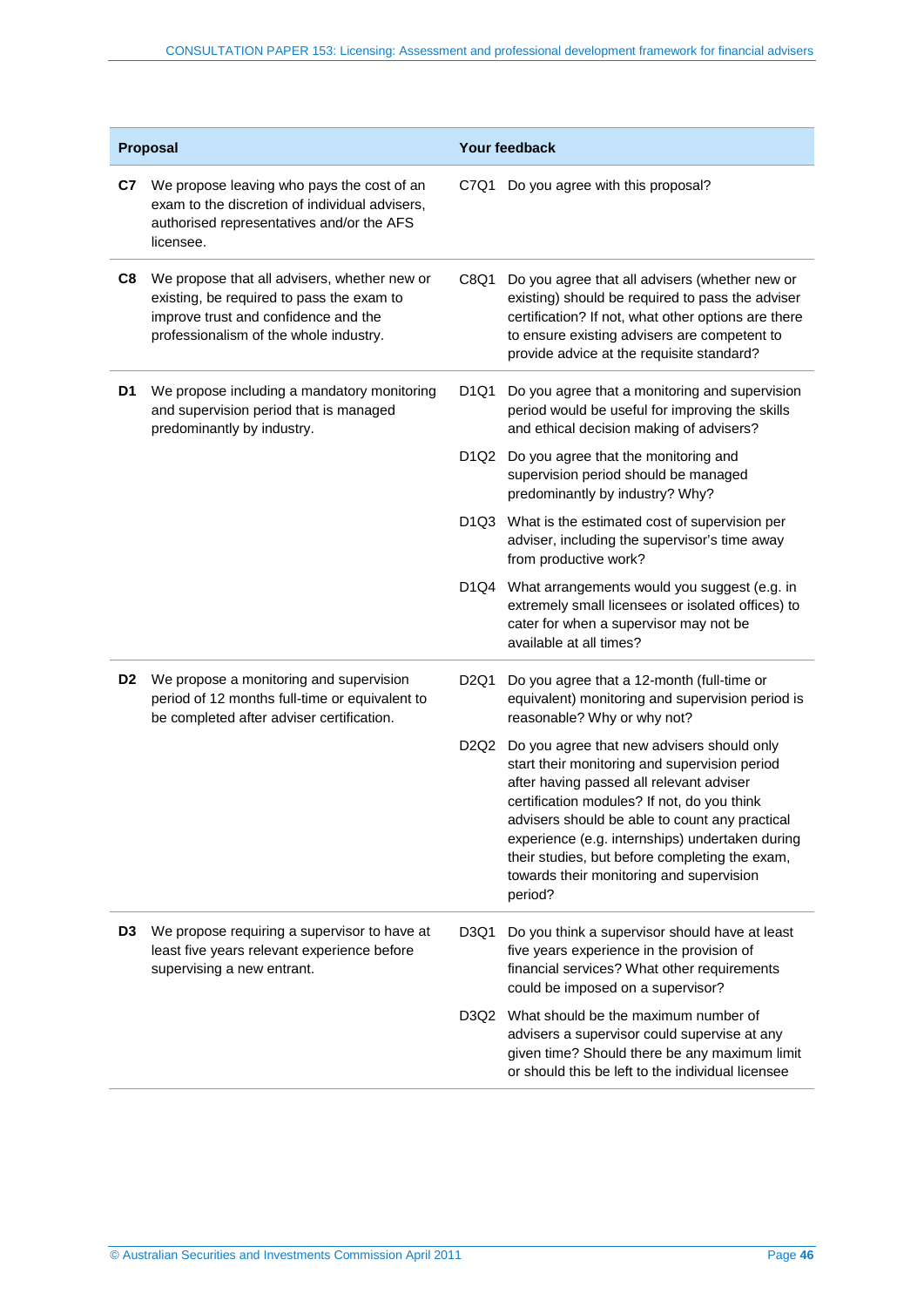| Proposal | Your feedback |
|---|---|
| **C7** We propose leaving who pays the cost of an exam to the discretion of individual advisers, authorised representatives and/or the AFS licensee. | C7Q1 Do you agree with this proposal? |
| **C8** We propose that all advisers, whether new or existing, be required to pass the exam to improve trust and confidence and the professionalism of the whole industry. | C8Q1 Do you agree that all advisers (whether new or existing) should be required to pass the adviser certification? If not, what other options are there to ensure existing advisers are competent to provide advice at the requisite standard? |
| **D1** We propose including a mandatory monitoring and supervision period that is managed predominantly by industry. | D1Q1 Do you agree that a monitoring and supervision period would be useful for improving the skills and ethical decision making of advisers? |
| | D1Q2 Do you agree that the monitoring and supervision period should be managed predominantly by industry? Why? |
| | D1Q3 What is the estimated cost of supervision per adviser, including the supervisor's time away from productive work? |
| | D1Q4 What arrangements would you suggest (e.g. in extremely small licensees or isolated offices) to cater for when a supervisor may not be available at all times? |
| **D2** We propose a monitoring and supervision period of 12 months full-time or equivalent to be completed after adviser certification. | D2Q1 Do you agree that a 12-month (full-time or equivalent) monitoring and supervision period is reasonable? Why or why not? |
| | D2Q2 Do you agree that new advisers should only start their monitoring and supervision period after having passed all relevant adviser certification modules? If not, do you think advisers should be able to count any practical experience (e.g. internships) undertaken during their studies, but before completing the exam, towards their monitoring and supervision period? |
| **D3** We propose requiring a supervisor to have at least five years relevant experience before supervising a new entrant. | D3Q1 Do you think a supervisor should have at least five years experience in the provision of financial services? What other requirements could be imposed on a supervisor? |
| | D3Q2 What should be the maximum number of advisers a supervisor could supervise at any given time? Should there be any maximum limit or should this be left to the individual licensee |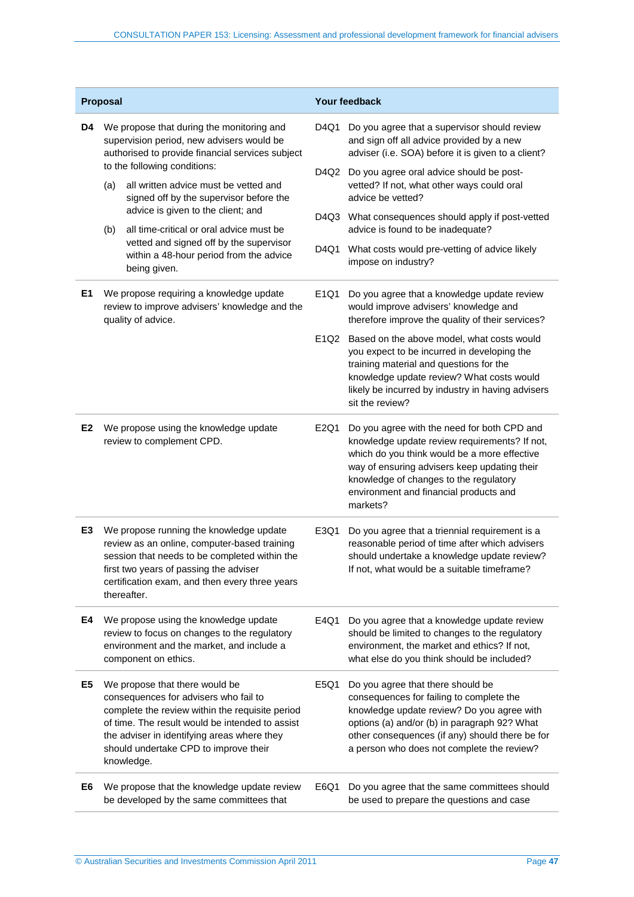| Proposal | Your feedback |
|---|---|
| **D4** We propose that during the monitoring and supervision period, new advisers would be authorised to provide financial services subject to the following conditions:<br>(a) all written advice must be vetted and signed off by the supervisor before the advice is given to the client; and<br>(b) all time-critical or oral advice must be vetted and signed off by the supervisor within a 48-hour period from the advice being given. | D4Q1 Do you agree that a supervisor should review and sign off all advice provided by a new adviser (i.e. SOA) before it is given to a client?<br>D4Q2 Do you agree oral advice should be post-vetted? If not, what other ways could oral advice be vetted?<br>D4Q3 What consequences should apply if post-vetted advice is found to be inadequate?<br>D4Q1 What costs would pre-vetting of advice likely impose on industry? |
| **E1** We propose requiring a knowledge update review to improve advisers' knowledge and the quality of advice. | E1Q1 Do you agree that a knowledge update review would improve advisers' knowledge and therefore improve the quality of their services?<br>E1Q2 Based on the above model, what costs would you expect to be incurred in developing the training material and questions for the knowledge update review? What costs would likely be incurred by industry in having advisers sit the review? |
| **E2** We propose using the knowledge update review to complement CPD. | E2Q1 Do you agree with the need for both CPD and knowledge update review requirements? If not, which do you think would be a more effective way of ensuring advisers keep updating their knowledge of changes to the regulatory environment and financial products and markets? |
| **E3** We propose running the knowledge update review as an online, computer-based training session that needs to be completed within the first two years of passing the adviser certification exam, and then every three years thereafter. | E3Q1 Do you agree that a triennial requirement is a reasonable period of time after which advisers should undertake a knowledge update review? If not, what would be a suitable timeframe? |
| **E4** We propose using the knowledge update review to focus on changes to the regulatory environment and the market, and include a component on ethics. | E4Q1 Do you agree that a knowledge update review should be limited to changes to the regulatory environment, the market and ethics? If not, what else do you think should be included? |
| **E5** We propose that there would be consequences for advisers who fail to complete the review within the requisite period of time. The result would be intended to assist the adviser in identifying areas where they should undertake CPD to improve their knowledge. | E5Q1 Do you agree that there should be consequences for failing to complete the knowledge update review? Do you agree with options (a) and/or (b) in paragraph 92? What other consequences (if any) should there be for a person who does not complete the review? |
| **E6** We propose that the knowledge update review be developed by the same committees that | E6Q1 Do you agree that the same committees should be used to prepare the questions and case |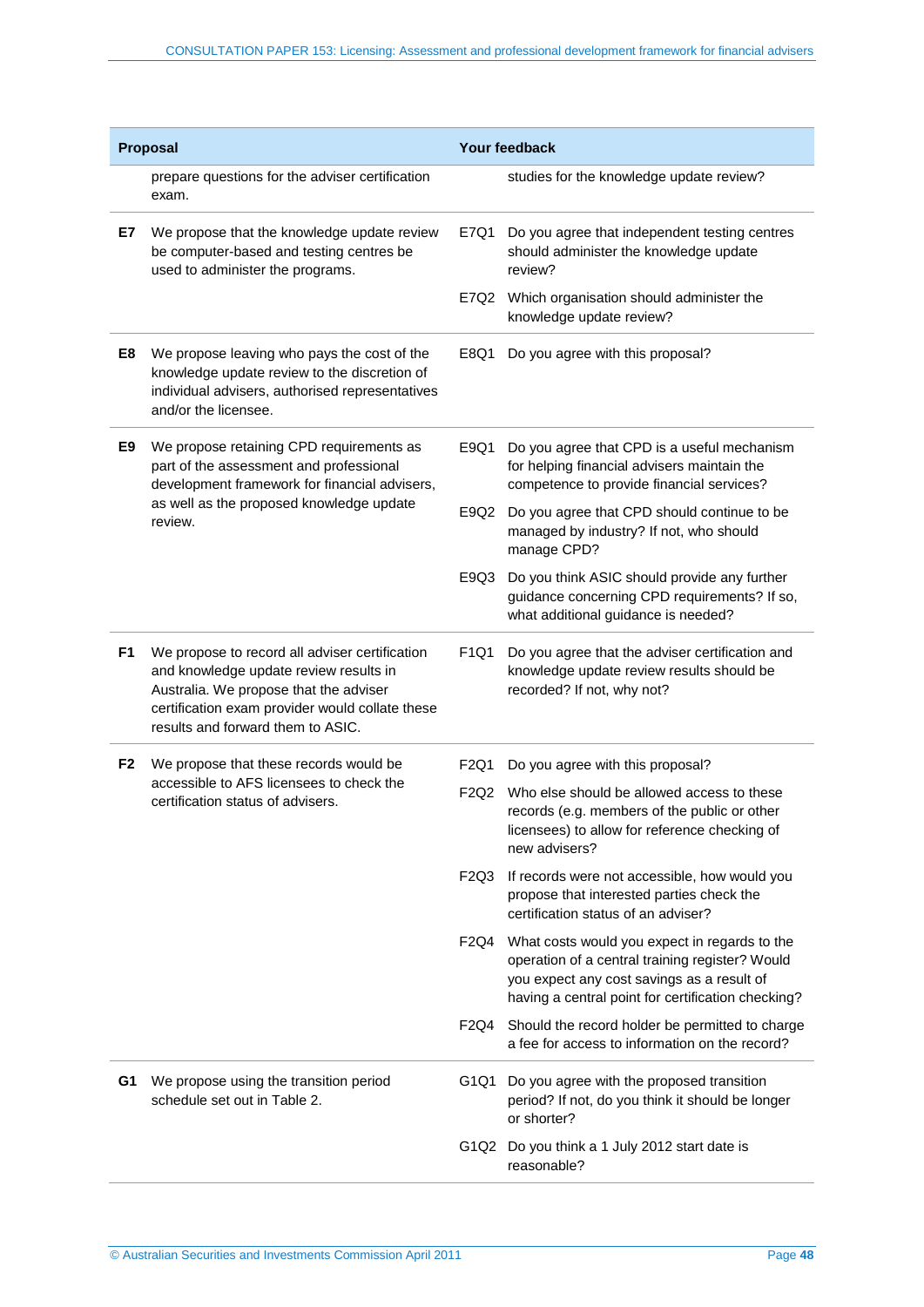| Proposal | | Your feedback | |
|---|---|---|---|
| | prepare questions for the adviser certification exam. | | studies for the knowledge update review? |
| E7 | We propose that the knowledge update review be computer-based and testing centres be used to administer the programs. | E7Q1 | Do you agree that independent testing centres should administer the knowledge update review? |
| | | E7Q2 | Which organisation should administer the knowledge update review? |
| E8 | We propose leaving who pays the cost of the knowledge update review to the discretion of individual advisers, authorised representatives and/or the licensee. | E8Q1 | Do you agree with this proposal? |
| E9 | We propose retaining CPD requirements as part of the assessment and professional development framework for financial advisers, as well as the proposed knowledge update review. | E9Q1 | Do you agree that CPD is a useful mechanism for helping financial advisers maintain the competence to provide financial services? |
| | | E9Q2 | Do you agree that CPD should continue to be managed by industry? If not, who should manage CPD? |
| | | E9Q3 | Do you think ASIC should provide any further guidance concerning CPD requirements? If so, what additional guidance is needed? |
| F1 | We propose to record all adviser certification and knowledge update review results in Australia. We propose that the adviser certification exam provider would collate these results and forward them to ASIC. | F1Q1 | Do you agree that the adviser certification and knowledge update review results should be recorded? If not, why not? |
| F2 | We propose that these records would be accessible to AFS licensees to check the certification status of advisers. | F2Q1 | Do you agree with this proposal? |
| | | F2Q2 | Who else should be allowed access to these records (e.g. members of the public or other licensees) to allow for reference checking of new advisers? |
| | | F2Q3 | If records were not accessible, how would you propose that interested parties check the certification status of an adviser? |
| | | F2Q4 | What costs would you expect in regards to the operation of a central training register? Would you expect any cost savings as a result of having a central point for certification checking? |
| | | F2Q4 | Should the record holder be permitted to charge a fee for access to information on the record? |
| G1 | We propose using the transition period schedule set out in Table 2. | G1Q1 | Do you agree with the proposed transition period? If not, do you think it should be longer or shorter? |
| | | G1Q2 | Do you think a 1 July 2012 start date is reasonable? |